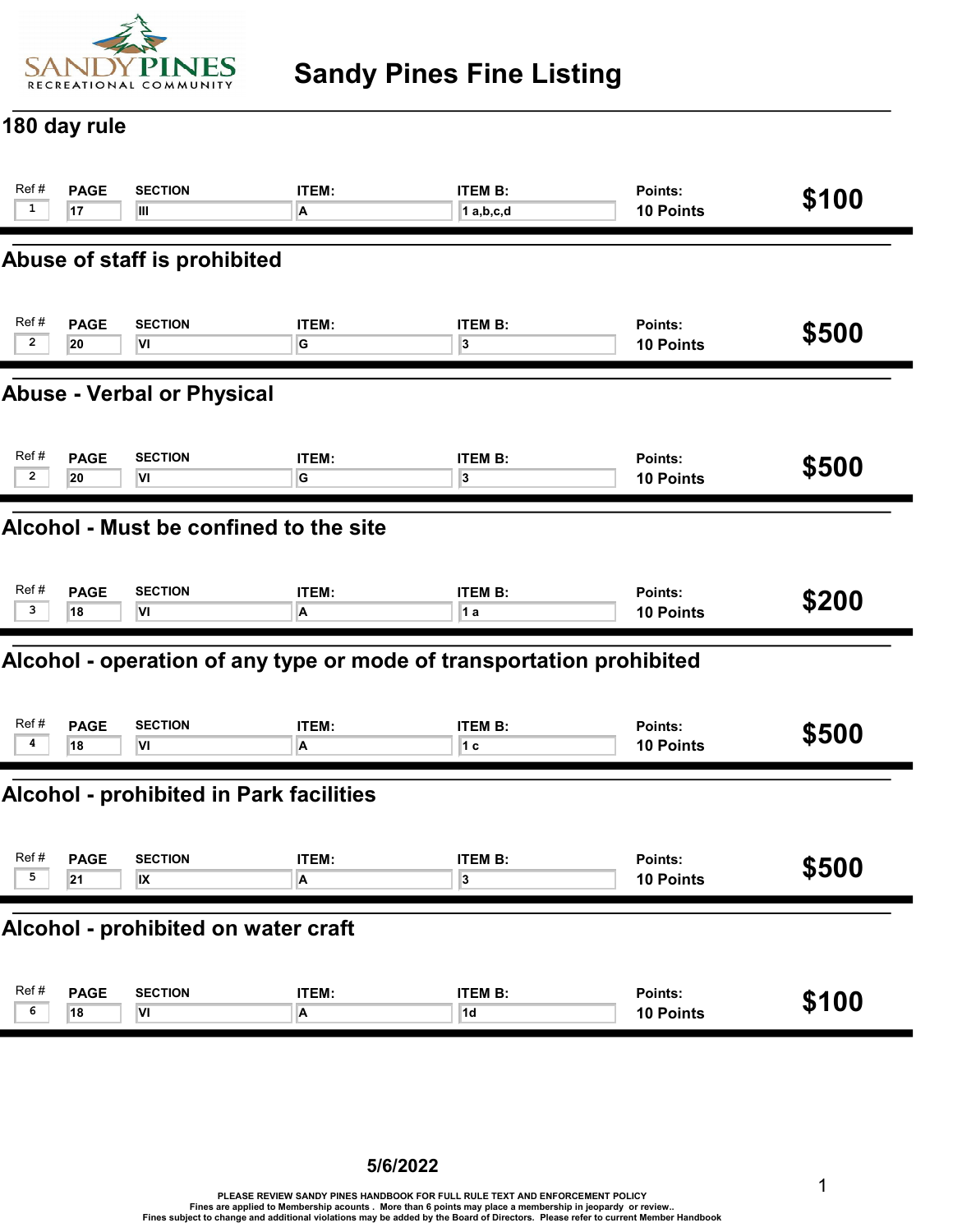# Sandy Pines Fine Listing

SANDY PINES RECREATIONAL COMMUNITY

## 180 day rule

| Ref # | PAGE | SECTION | ITEM: | ITEM B: | Points: | |
|---|---|---|---|---|---|---|
| 1 | 17 | III | A | 1 a,b,c,d | 10 Points | $100 |

## Abuse of staff is prohibited

| Ref # | PAGE | SECTION | ITEM: | ITEM B: | Points: | |
|---|---|---|---|---|---|---|
| 2 | 20 | VI | G | 3 | 10 Points | $500 |

## Abuse - Verbal or Physical

| Ref # | PAGE | SECTION | ITEM: | ITEM B: | Points: | |
|---|---|---|---|---|---|---|
| 2 | 20 | VI | G | 3 | 10 Points | $500 |

## Alcohol - Must be confined to the site

| Ref # | PAGE | SECTION | ITEM: | ITEM B: | Points: | |
|---|---|---|---|---|---|---|
| 3 | 18 | VI | A | 1 a | 10 Points | $200 |

## Alcohol - operation of any type or mode of transportation prohibited

| Ref # | PAGE | SECTION | ITEM: | ITEM B: | Points: | |
|---|---|---|---|---|---|---|
| 4 | 18 | VI | A | 1 c | 10 Points | $500 |

## Alcohol - prohibited in Park facilities

| Ref # | PAGE | SECTION | ITEM: | ITEM B: | Points: | |
|---|---|---|---|---|---|---|
| 5 | 21 | IX | A | 3 | 10 Points | $500 |

## Alcohol - prohibited on water craft

| Ref # | PAGE | SECTION | ITEM: | ITEM B: | Points: | |
|---|---|---|---|---|---|---|
| 6 | 18 | VI | A | 1d | 10 Points | $100 |

**5/6/2022**

PLEASE REVIEW SANDY PINES HANDBOOK FOR FULL RULE TEXT AND ENFORCEMENT POLICY
Fines are applied to Membership acounts . More than 6 points may place a membership in jeopardy or review..
Fines subject to change and additional violations may be added by the Board of Directors. Please refer to current Member Handbook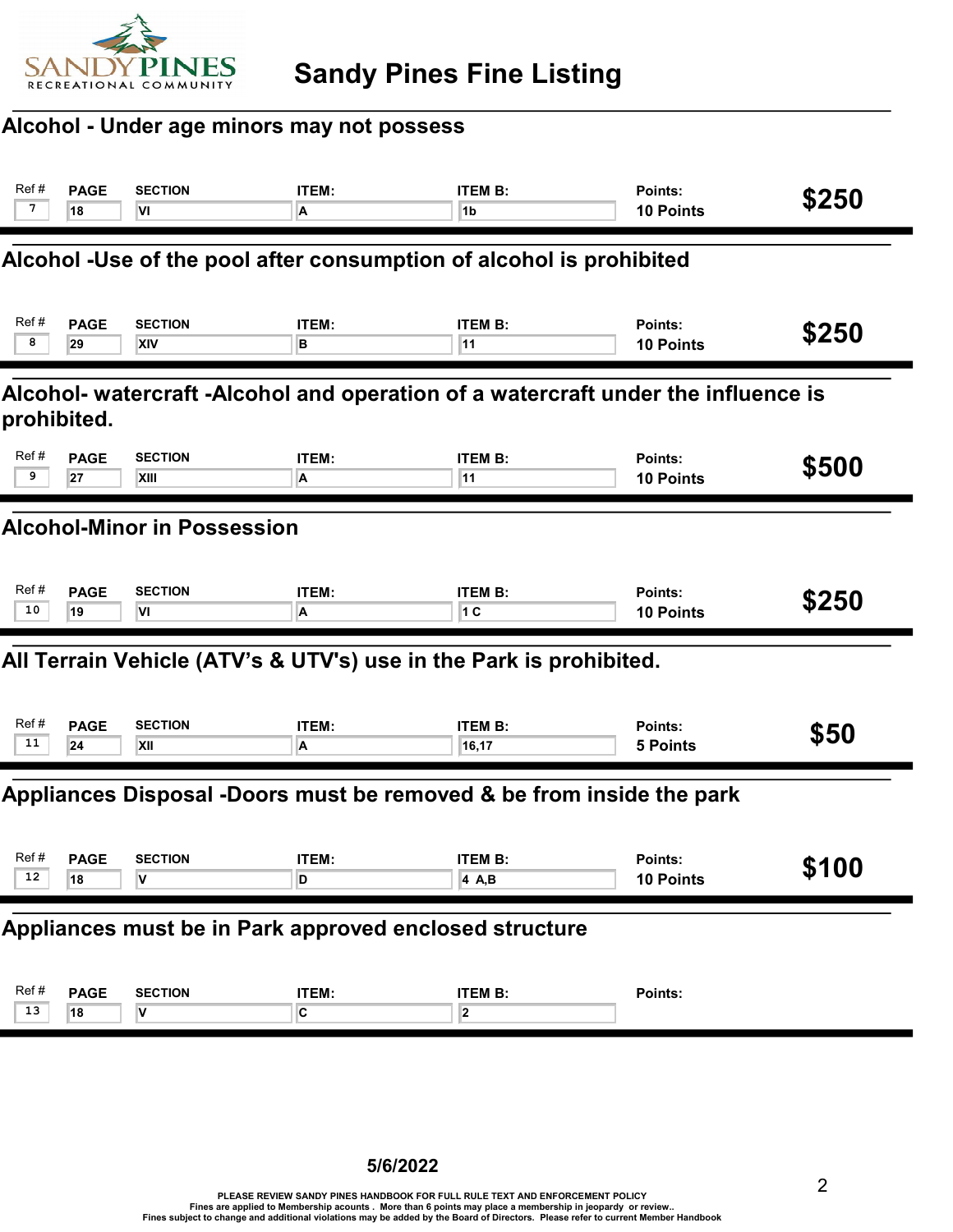# Sandy Pines Fine Listing

## Alcohol - Under age minors may not possess

| Ref # | PAGE | SECTION | ITEM: | ITEM B: | Points: | Fine |
|---|---|---|---|---|---|---|
| 7 | 18 | VI | A | 1b | 10 Points | $250 |

## Alcohol -Use of the pool after consumption of alcohol is prohibited

| Ref # | PAGE | SECTION | ITEM: | ITEM B: | Points: | Fine |
|---|---|---|---|---|---|---|
| 8 | 29 | XIV | B | 11 | 10 Points | $250 |

## Alcohol- watercraft -Alcohol and operation of a watercraft under the influence is prohibited.

| Ref # | PAGE | SECTION | ITEM: | ITEM B: | Points: | Fine |
|---|---|---|---|---|---|---|
| 9 | 27 | XIII | A | 11 | 10 Points | $500 |

## Alcohol-Minor in Possession

| Ref # | PAGE | SECTION | ITEM: | ITEM B: | Points: | Fine |
|---|---|---|---|---|---|---|
| 10 | 19 | VI | A | 1 C | 10 Points | $250 |

## All Terrain Vehicle (ATV's & UTV's) use in the Park is prohibited.

| Ref # | PAGE | SECTION | ITEM: | ITEM B: | Points: | Fine |
|---|---|---|---|---|---|---|
| 11 | 24 | XII | A | 16,17 | 5 Points | $50 |

## Appliances Disposal -Doors must be removed & be from inside the park

| Ref # | PAGE | SECTION | ITEM: | ITEM B: | Points: | Fine |
|---|---|---|---|---|---|---|
| 12 | 18 | V | D | 4 A,B | 10 Points | $100 |

## Appliances must be in Park approved enclosed structure

| Ref # | PAGE | SECTION | ITEM: | ITEM B: | Points: | Fine |
|---|---|---|---|---|---|---|
| 13 | 18 | V | C | 2 | | |

5/6/2022

PLEASE REVIEW SANDY PINES HANDBOOK FOR FULL RULE TEXT AND ENFORCEMENT POLICY
Fines are applied to Membership acounts . More than 6 points may place a membership in jeopardy or review..
Fines subject to change and additional violations may be added by the Board of Directors. Please refer to current Member Handbook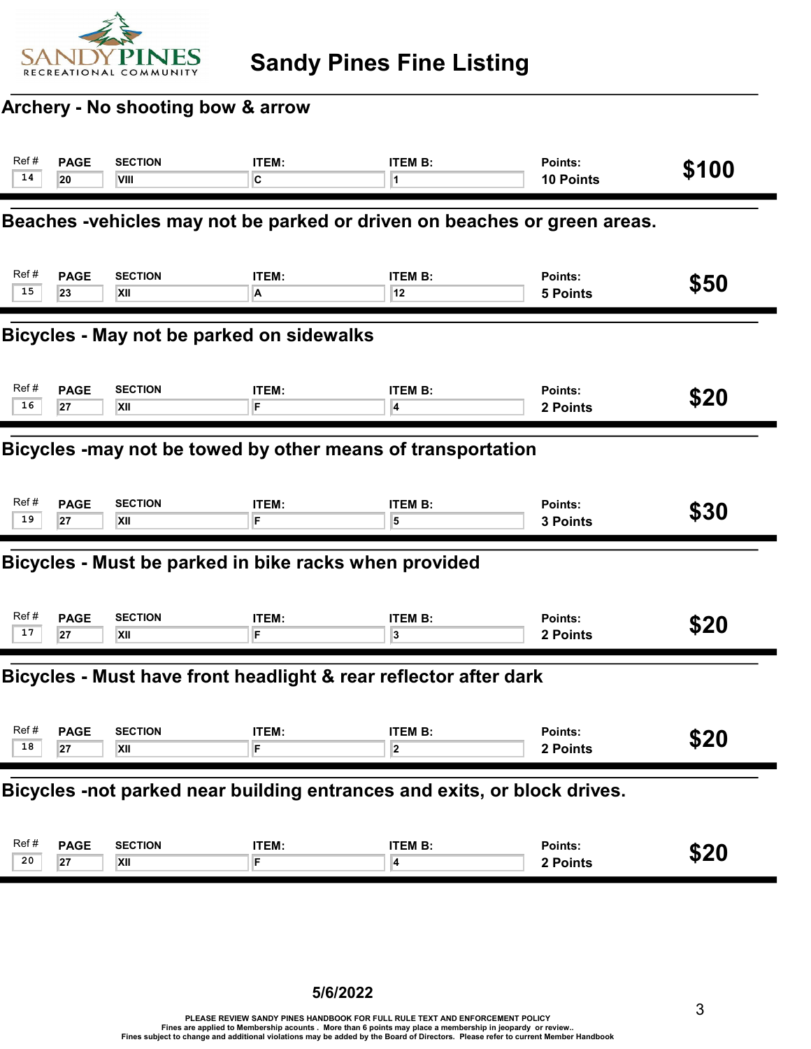# Sandy Pines Fine Listing

## Archery - No shooting bow & arrow

| Ref # | PAGE | SECTION | ITEM: | ITEM B: | Points: | |
|---|---|---|---|---|---|---|
| 14 | 20 | VIII | C | 1 | 10 Points | $100 |

## Beaches -vehicles may not be parked or driven on beaches or green areas.

| Ref # | PAGE | SECTION | ITEM: | ITEM B: | Points: | |
|---|---|---|---|---|---|---|
| 15 | 23 | XII | A | 12 | 5 Points | $50 |

## Bicycles - May not be parked on sidewalks

| Ref # | PAGE | SECTION | ITEM: | ITEM B: | Points: | |
|---|---|---|---|---|---|---|
| 16 | 27 | XII | F | 4 | 2 Points | $20 |

## Bicycles -may not be towed by other means of transportation

| Ref # | PAGE | SECTION | ITEM: | ITEM B: | Points: | |
|---|---|---|---|---|---|---|
| 19 | 27 | XII | F | 5 | 3 Points | $30 |

## Bicycles - Must be parked in bike racks when provided

| Ref # | PAGE | SECTION | ITEM: | ITEM B: | Points: | |
|---|---|---|---|---|---|---|
| 17 | 27 | XII | F | 3 | 2 Points | $20 |

## Bicycles - Must have front headlight & rear reflector after dark

| Ref # | PAGE | SECTION | ITEM: | ITEM B: | Points: | |
|---|---|---|---|---|---|---|
| 18 | 27 | XII | F | 2 | 2 Points | $20 |

## Bicycles -not parked near building entrances and exits, or block drives.

| Ref # | PAGE | SECTION | ITEM: | ITEM B: | Points: | |
|---|---|---|---|---|---|---|
| 20 | 27 | XII | F | 4 | 2 Points | $20 |

**5/6/2022**

PLEASE REVIEW SANDY PINES HANDBOOK FOR FULL RULE TEXT AND ENFORCEMENT POLICY
Fines are applied to Membership acounts . More than 6 points may place a membership in jeopardy or review..
Fines subject to change and additional violations may be added by the Board of Directors. Please refer to current Member Handbook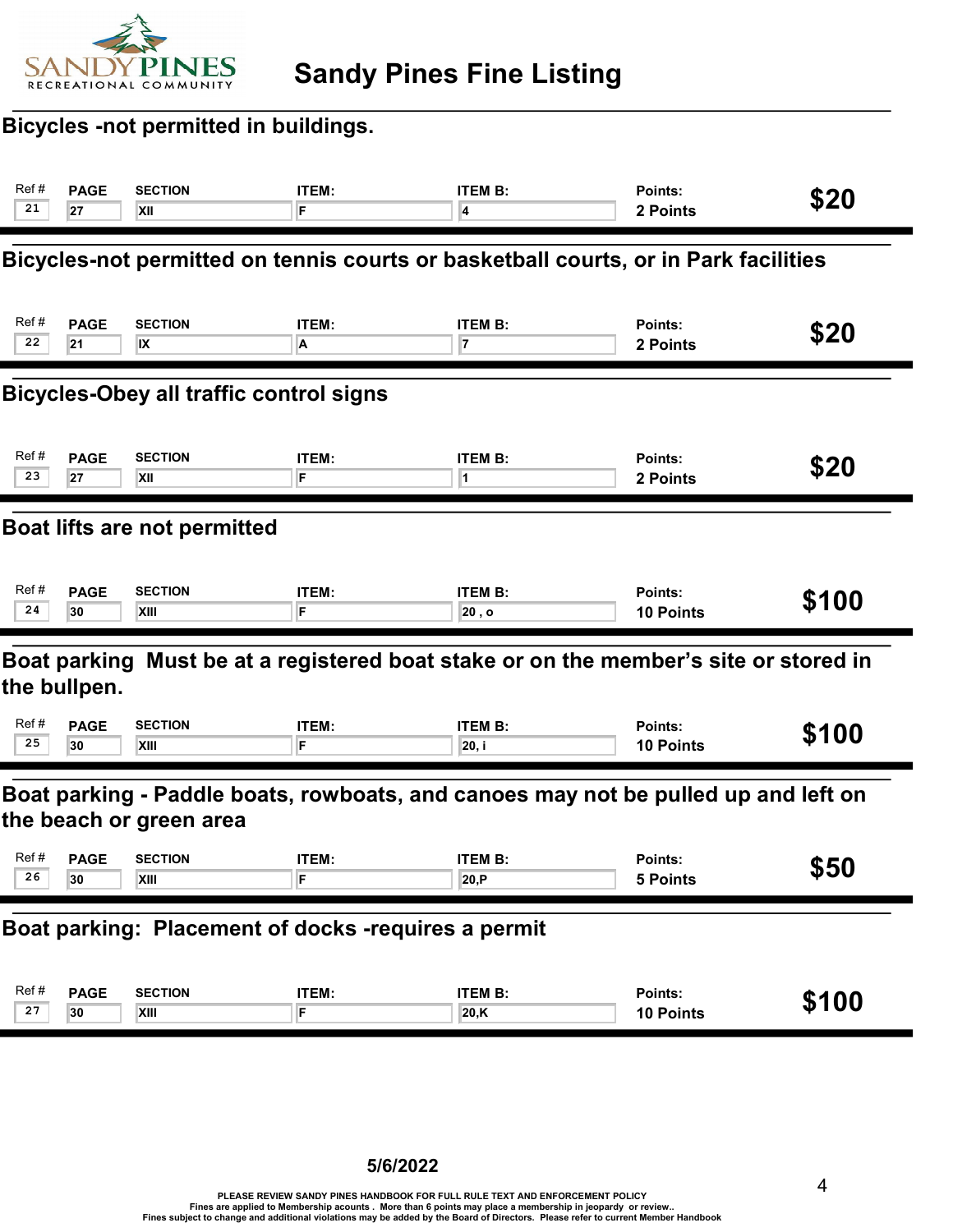# Sandy Pines Fine Listing

### Bicycles -not permitted in buildings.

| Ref # | PAGE | SECTION | ITEM: | ITEM B: | Points: | |
|---|---|---|---|---|---|---|
| 21 | 27 | XII | F | 4 | 2 Points | $20 |

### Bicycles-not permitted on tennis courts or basketball courts, or in Park facilities

| Ref # | PAGE | SECTION | ITEM: | ITEM B: | Points: | |
|---|---|---|---|---|---|---|
| 22 | 21 | IX | A | 7 | 2 Points | $20 |

### Bicycles-Obey all traffic control signs

| Ref # | PAGE | SECTION | ITEM: | ITEM B: | Points: | |
|---|---|---|---|---|---|---|
| 23 | 27 | XII | F | 1 | 2 Points | $20 |

### Boat lifts are not permitted

| Ref # | PAGE | SECTION | ITEM: | ITEM B: | Points: | |
|---|---|---|---|---|---|---|
| 24 | 30 | XIII | F | 20 , o | 10 Points | $100 |

### Boat parking Must be at a registered boat stake or on the member's site or stored in the bullpen.

| Ref # | PAGE | SECTION | ITEM: | ITEM B: | Points: | |
|---|---|---|---|---|---|---|
| 25 | 30 | XIII | F | 20, i | 10 Points | $100 |

### Boat parking - Paddle boats, rowboats, and canoes may not be pulled up and left on the beach or green area

| Ref # | PAGE | SECTION | ITEM: | ITEM B: | Points: | |
|---|---|---|---|---|---|---|
| 26 | 30 | XIII | F | 20,P | 5 Points | $50 |

### Boat parking: Placement of docks -requires a permit

| Ref # | PAGE | SECTION | ITEM: | ITEM B: | Points: | |
|---|---|---|---|---|---|---|
| 27 | 30 | XIII | F | 20,K | 10 Points | $100 |

5/6/2022

PLEASE REVIEW SANDY PINES HANDBOOK FOR FULL RULE TEXT AND ENFORCEMENT POLICY
Fines are applied to Membership acounts . More than 6 points may place a membership in jeopardy or review..
Fines subject to change and additional violations may be added by the Board of Directors. Please refer to current Member Handbook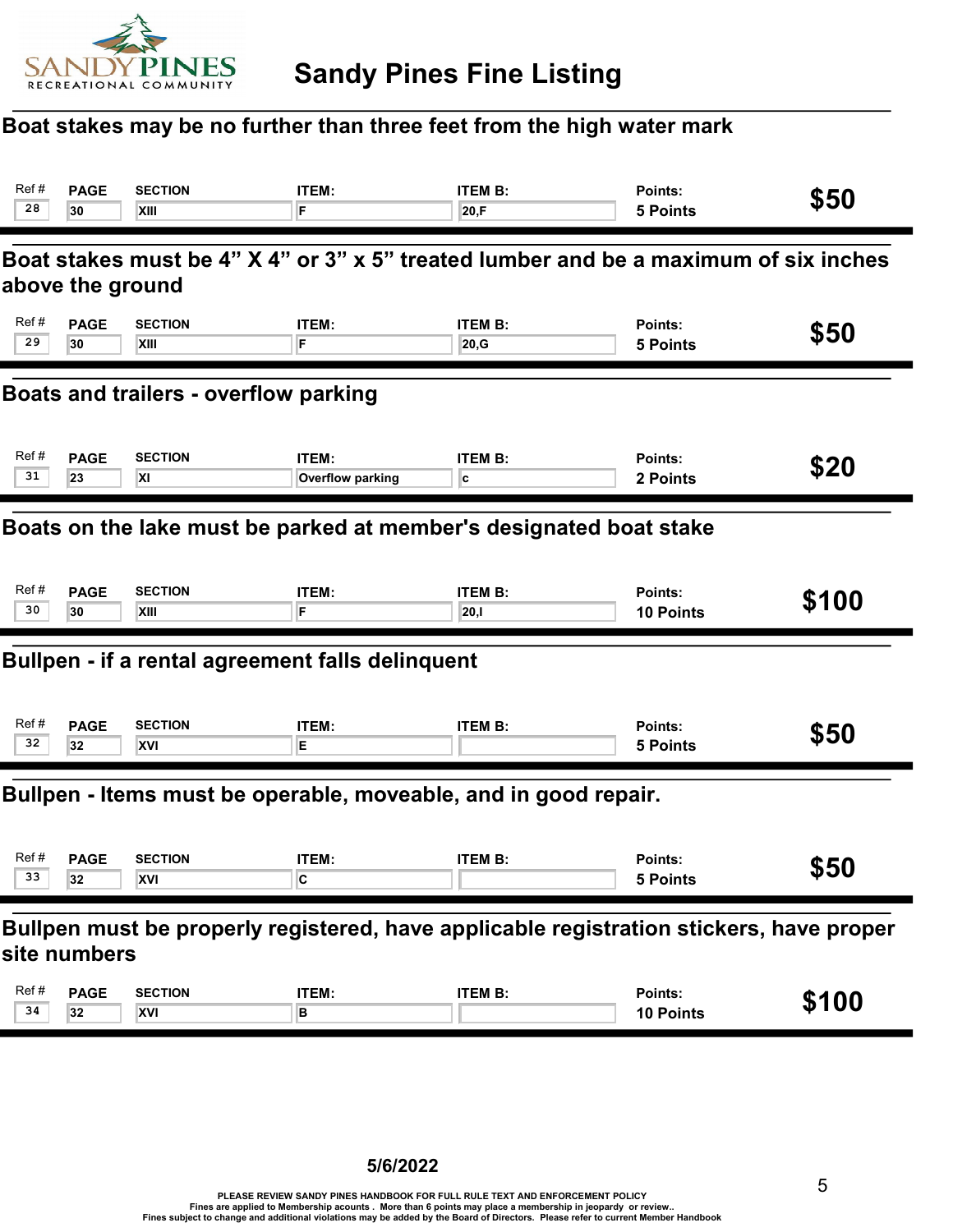# Sandy Pines Fine Listing

## Boat stakes may be no further than three feet from the high water mark

| Ref # | PAGE | SECTION | ITEM: | ITEM B: | Points: | Fine |
|---|---|---|---|---|---|---|
| 28 | 30 | XIII | F | 20,F | 5 Points | $50 |

## Boat stakes must be 4” X 4” or 3” x 5” treated lumber and be a maximum of six inches above the ground

| Ref # | PAGE | SECTION | ITEM: | ITEM B: | Points: | Fine |
|---|---|---|---|---|---|---|
| 29 | 30 | XIII | F | 20,G | 5 Points | $50 |

## Boats and trailers - overflow parking

| Ref # | PAGE | SECTION | ITEM: | ITEM B: | Points: | Fine |
|---|---|---|---|---|---|---|
| 31 | 23 | XI | Overflow parking | c | 2 Points | $20 |

## Boats on the lake must be parked at member's designated boat stake

| Ref # | PAGE | SECTION | ITEM: | ITEM B: | Points: | Fine |
|---|---|---|---|---|---|---|
| 30 | 30 | XIII | F | 20,I | 10 Points | $100 |

## Bullpen - if a rental agreement falls delinquent

| Ref # | PAGE | SECTION | ITEM: | ITEM B: | Points: | Fine |
|---|---|---|---|---|---|---|
| 32 | 32 | XVI | E | | 5 Points | $50 |

## Bullpen - Items must be operable, moveable, and in good repair.

| Ref # | PAGE | SECTION | ITEM: | ITEM B: | Points: | Fine |
|---|---|---|---|---|---|---|
| 33 | 32 | XVI | C | | 5 Points | $50 |

## Bullpen must be properly registered, have applicable registration stickers, have proper site numbers

| Ref # | PAGE | SECTION | ITEM: | ITEM B: | Points: | Fine |
|---|---|---|---|---|---|---|
| 34 | 32 | XVI | B | | 10 Points | $100 |

5/6/2022

PLEASE REVIEW SANDY PINES HANDBOOK FOR FULL RULE TEXT AND ENFORCEMENT POLICY
Fines are applied to Membership accounts . More than 6 points may place a membership in jeopardy or review..
Fines subject to change and additional violations may be added by the Board of Directors. Please refer to current Member Handbook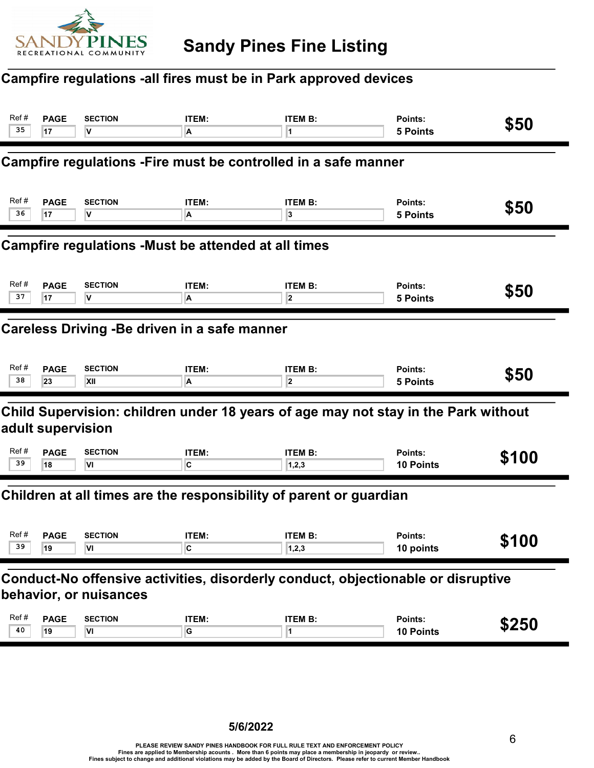# Sandy Pines Fine Listing

## Campfire regulations -all fires must be in Park approved devices

| Ref # | PAGE | SECTION | ITEM: | ITEM B: | Points: | |
|---|---|---|---|---|---|---|
| 35 | 17 | V | A | 1 | 5 Points | $50 |

## Campfire regulations -Fire must be controlled in a safe manner

| Ref # | PAGE | SECTION | ITEM: | ITEM B: | Points: | |
|---|---|---|---|---|---|---|
| 36 | 17 | V | A | 3 | 5 Points | $50 |

## Campfire regulations -Must be attended at all times

| Ref # | PAGE | SECTION | ITEM: | ITEM B: | Points: | |
|---|---|---|---|---|---|---|
| 37 | 17 | V | A | 2 | 5 Points | $50 |

## Careless Driving -Be driven in a safe manner

| Ref # | PAGE | SECTION | ITEM: | ITEM B: | Points: | |
|---|---|---|---|---|---|---|
| 38 | 23 | XII | A | 2 | 5 Points | $50 |

## Child Supervision: children under 18 years of age may not stay in the Park without adult supervision

| Ref # | PAGE | SECTION | ITEM: | ITEM B: | Points: | |
|---|---|---|---|---|---|---|
| 39 | 18 | VI | C | 1,2,3 | 10 Points | $100 |

## Children at all times are the responsibility of parent or guardian

| Ref # | PAGE | SECTION | ITEM: | ITEM B: | Points: | |
|---|---|---|---|---|---|---|
| 39 | 19 | VI | C | 1,2,3 | 10 points | $100 |

## Conduct-No offensive activities, disorderly conduct, objectionable or disruptive behavior, or nuisances

| Ref # | PAGE | SECTION | ITEM: | ITEM B: | Points: | |
|---|---|---|---|---|---|---|
| 40 | 19 | VI | G | 1 | 10 Points | $250 |

5/6/2022

PLEASE REVIEW SANDY PINES HANDBOOK FOR FULL RULE TEXT AND ENFORCEMENT POLICY
Fines are applied to Membership acounts . More than 6 points may place a membership in jeopardy or review..
Fines subject to change and additional violations may be added by the Board of Directors. Please refer to current Member Handbook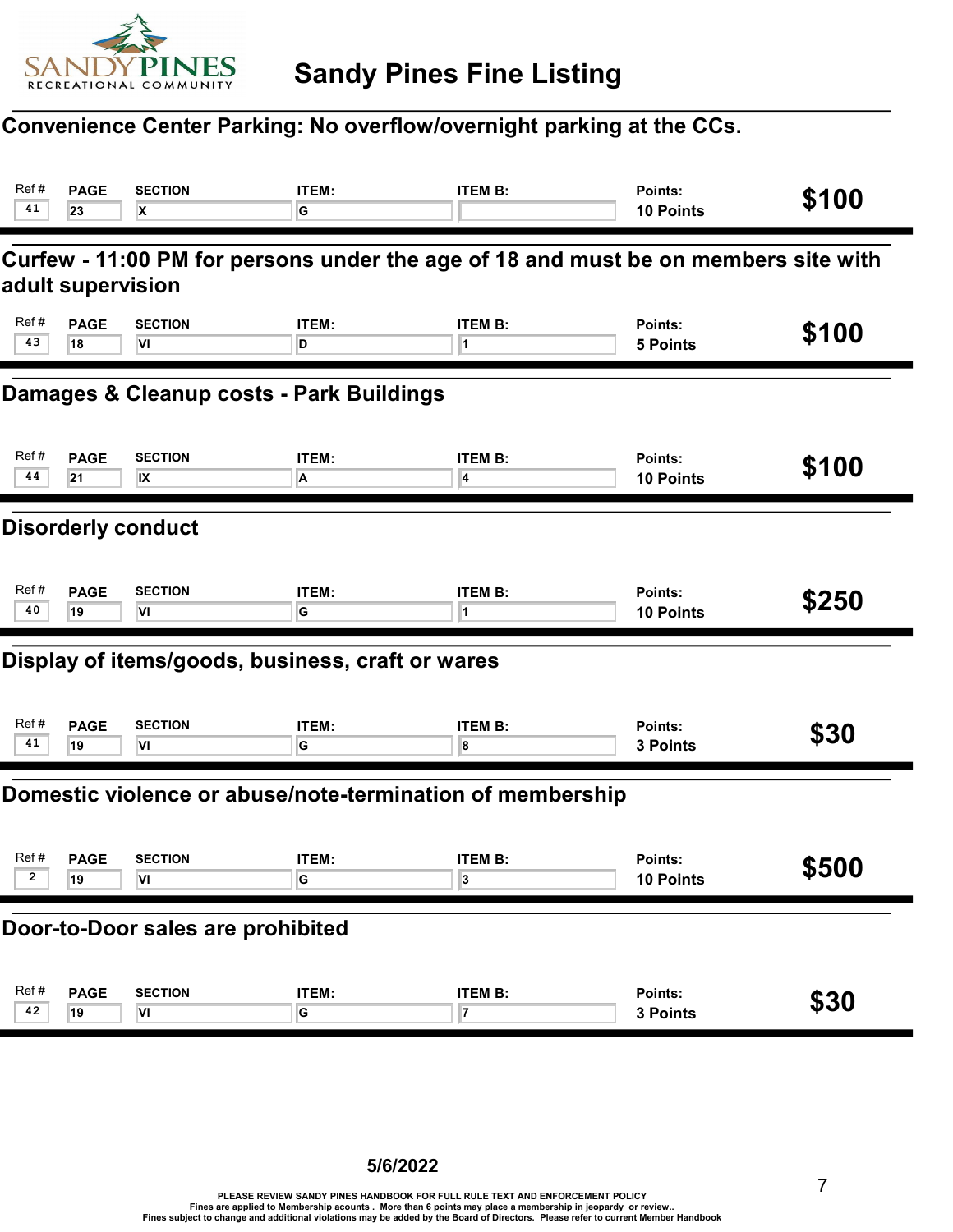# Sandy Pines Fine Listing

## Convenience Center Parking: No overflow/overnight parking at the CCs.

| Ref # | PAGE | SECTION | ITEM: | ITEM B: | Points: | Fine |
|---|---|---|---|---|---|---|
| 41 | 23 | X | G | | 10 Points | $100 |

## Curfew - 11:00 PM for persons under the age of 18 and must be on members site with adult supervision

| Ref # | PAGE | SECTION | ITEM: | ITEM B: | Points: | Fine |
|---|---|---|---|---|---|---|
| 43 | 18 | VI | D | 1 | 5 Points | $100 |

## Damages & Cleanup costs - Park Buildings

| Ref # | PAGE | SECTION | ITEM: | ITEM B: | Points: | Fine |
|---|---|---|---|---|---|---|
| 44 | 21 | IX | A | 4 | 10 Points | $100 |

## Disorderly conduct

| Ref # | PAGE | SECTION | ITEM: | ITEM B: | Points: | Fine |
|---|---|---|---|---|---|---|
| 40 | 19 | VI | G | 1 | 10 Points | $250 |

## Display of items/goods, business, craft or wares

| Ref # | PAGE | SECTION | ITEM: | ITEM B: | Points: | Fine |
|---|---|---|---|---|---|---|
| 41 | 19 | VI | G | 8 | 3 Points | $30 |

## Domestic violence or abuse/note-termination of membership

| Ref # | PAGE | SECTION | ITEM: | ITEM B: | Points: | Fine |
|---|---|---|---|---|---|---|
| 2 | 19 | VI | G | 3 | 10 Points | $500 |

## Door-to-Door sales are prohibited

| Ref # | PAGE | SECTION | ITEM: | ITEM B: | Points: | Fine |
|---|---|---|---|---|---|---|
| 42 | 19 | VI | G | 7 | 3 Points | $30 |

5/6/2022

PLEASE REVIEW SANDY PINES HANDBOOK FOR FULL RULE TEXT AND ENFORCEMENT POLICY
Fines are applied to Membership acounts . More than 6 points may place a membership in jeopardy or review..
Fines subject to change and additional violations may be added by the Board of Directors. Please refer to current Member Handbook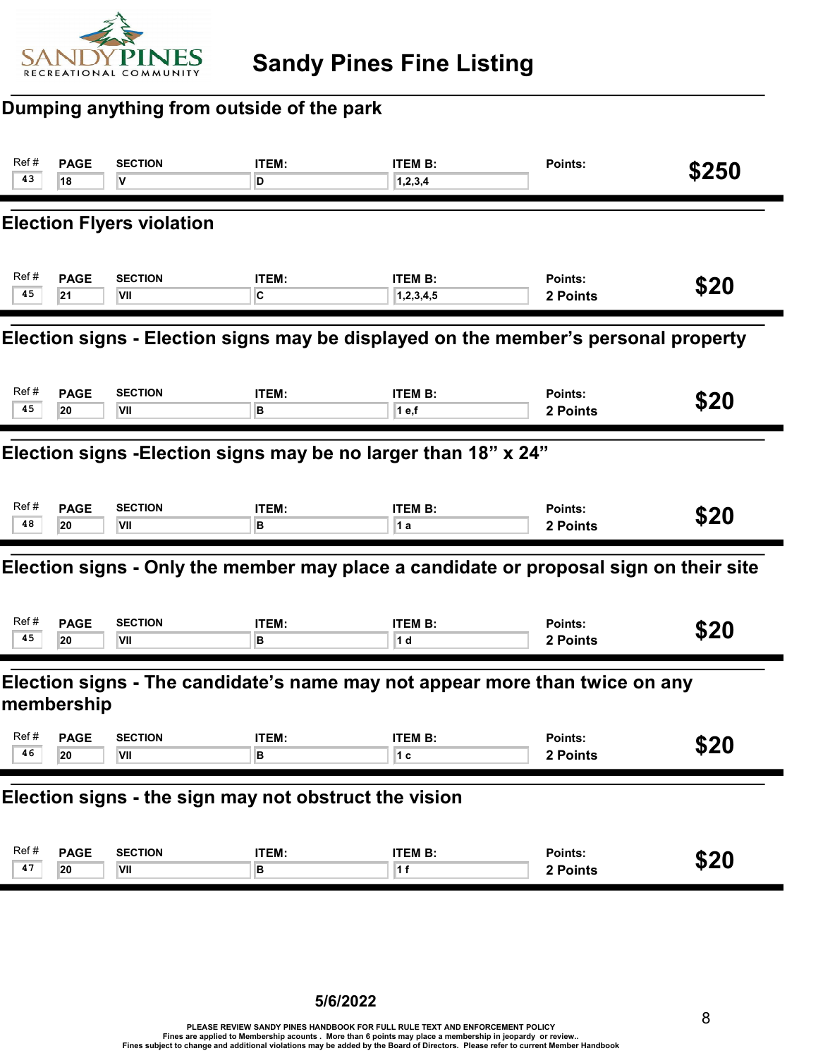# Sandy Pines Fine Listing

## Dumping anything from outside of the park

| Ref # | PAGE | SECTION | ITEM: | ITEM B: | Points: | |
|---|---|---|---|---|---|---|
| 43 | 18 | V | D | 1,2,3,4 | | **$250** |

## Election Flyers violation

| Ref # | PAGE | SECTION | ITEM: | ITEM B: | Points: | |
|---|---|---|---|---|---|---|
| 45 | 21 | VII | C | 1,2,3,4,5 | 2 Points | **$20** |

## Election signs - Election signs may be displayed on the member's personal property

| Ref # | PAGE | SECTION | ITEM: | ITEM B: | Points: | |
|---|---|---|---|---|---|---|
| 45 | 20 | VII | B | 1 e,f | 2 Points | **$20** |

## Election signs -Election signs may be no larger than 18" x 24"

| Ref # | PAGE | SECTION | ITEM: | ITEM B: | Points: | |
|---|---|---|---|---|---|---|
| 48 | 20 | VII | B | 1 a | 2 Points | **$20** |

## Election signs - Only the member may place a candidate or proposal sign on their site

| Ref # | PAGE | SECTION | ITEM: | ITEM B: | Points: | |
|---|---|---|---|---|---|---|
| 45 | 20 | VII | B | 1 d | 2 Points | **$20** |

## Election signs - The candidate's name may not appear more than twice on any membership

| Ref # | PAGE | SECTION | ITEM: | ITEM B: | Points: | |
|---|---|---|---|---|---|---|
| 46 | 20 | VII | B | 1 c | 2 Points | **$20** |

## Election signs - the sign may not obstruct the vision

| Ref # | PAGE | SECTION | ITEM: | ITEM B: | Points: | |
|---|---|---|---|---|---|---|
| 47 | 20 | VII | B | 1 f | 2 Points | **$20** |

**5/6/2022**

PLEASE REVIEW SANDY PINES HANDBOOK FOR FULL RULE TEXT AND ENFORCEMENT POLICY
Fines are applied to Membership acounts . More than 6 points may place a membership in jeopardy or review..
Fines subject to change and additional violations may be added by the Board of Directors. Please refer to current Member Handbook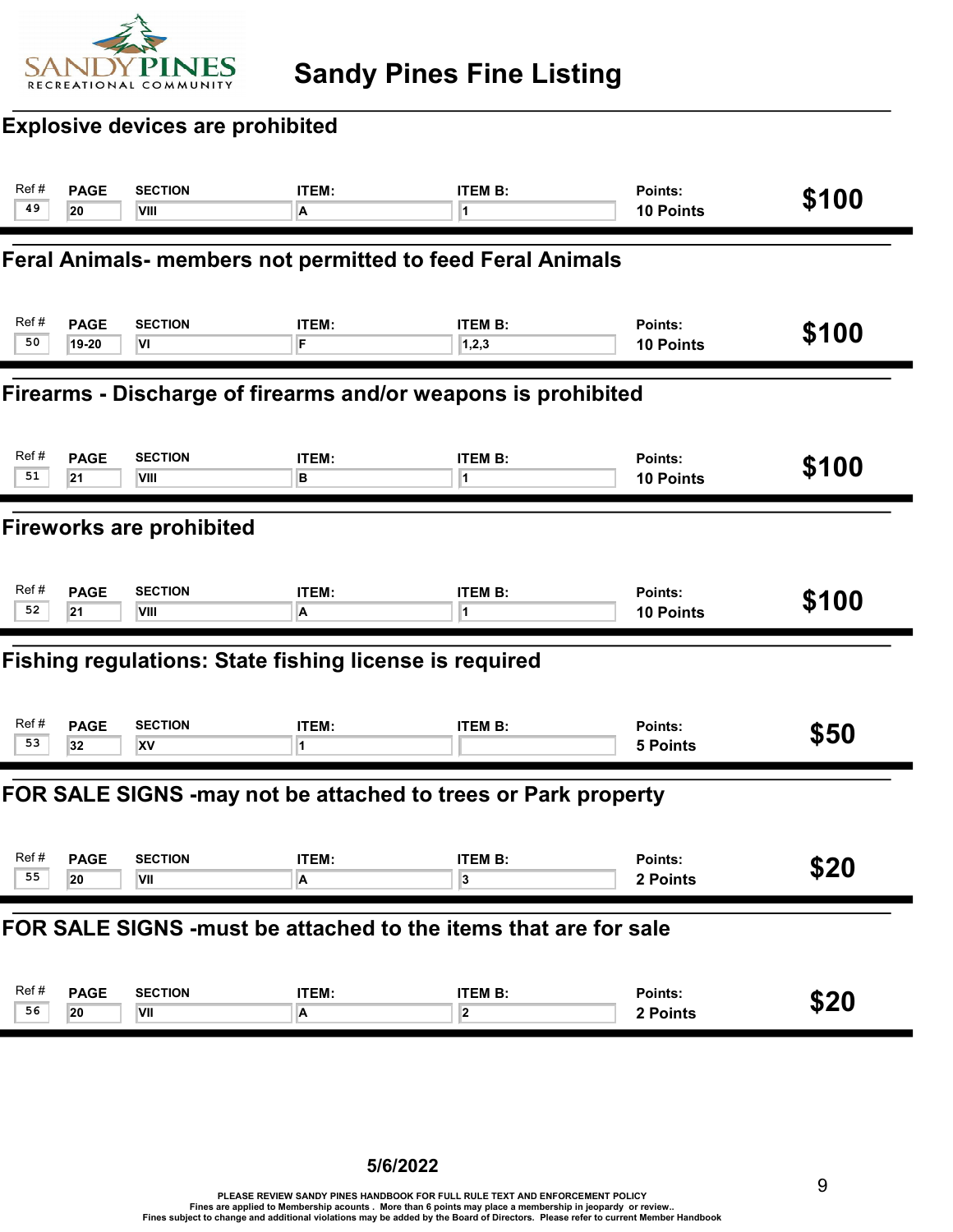# Sandy Pines Fine Listing

## Explosive devices are prohibited

| Ref # | PAGE | SECTION | ITEM: | ITEM B: | Points: | |
|---|---|---|---|---|---|---|
| 49 | 20 | VIII | A | 1 | 10 Points | $100 |

## Feral Animals- members not permitted to feed Feral Animals

| Ref # | PAGE | SECTION | ITEM: | ITEM B: | Points: | |
|---|---|---|---|---|---|---|
| 50 | 19-20 | VI | F | 1,2,3 | 10 Points | $100 |

## Firearms - Discharge of firearms and/or weapons is prohibited

| Ref # | PAGE | SECTION | ITEM: | ITEM B: | Points: | |
|---|---|---|---|---|---|---|
| 51 | 21 | VIII | B | 1 | 10 Points | $100 |

## Fireworks are prohibited

| Ref # | PAGE | SECTION | ITEM: | ITEM B: | Points: | |
|---|---|---|---|---|---|---|
| 52 | 21 | VIII | A | 1 | 10 Points | $100 |

## Fishing regulations: State fishing license is required

| Ref # | PAGE | SECTION | ITEM: | ITEM B: | Points: | |
|---|---|---|---|---|---|---|
| 53 | 32 | XV | 1 | | 5 Points | $50 |

## FOR SALE SIGNS -may not be attached to trees or Park property

| Ref # | PAGE | SECTION | ITEM: | ITEM B: | Points: | |
|---|---|---|---|---|---|---|
| 55 | 20 | VII | A | 3 | 2 Points | $20 |

## FOR SALE SIGNS -must be attached to the items that are for sale

| Ref # | PAGE | SECTION | ITEM: | ITEM B: | Points: | |
|---|---|---|---|---|---|---|
| 56 | 20 | VII | A | 2 | 2 Points | $20 |

5/6/2022

PLEASE REVIEW SANDY PINES HANDBOOK FOR FULL RULE TEXT AND ENFORCEMENT POLICY
Fines are applied to Membership acounts . More than 6 points may place a membership in jeopardy or review..
Fines subject to change and additional violations may be added by the Board of Directors. Please refer to current Member Handbook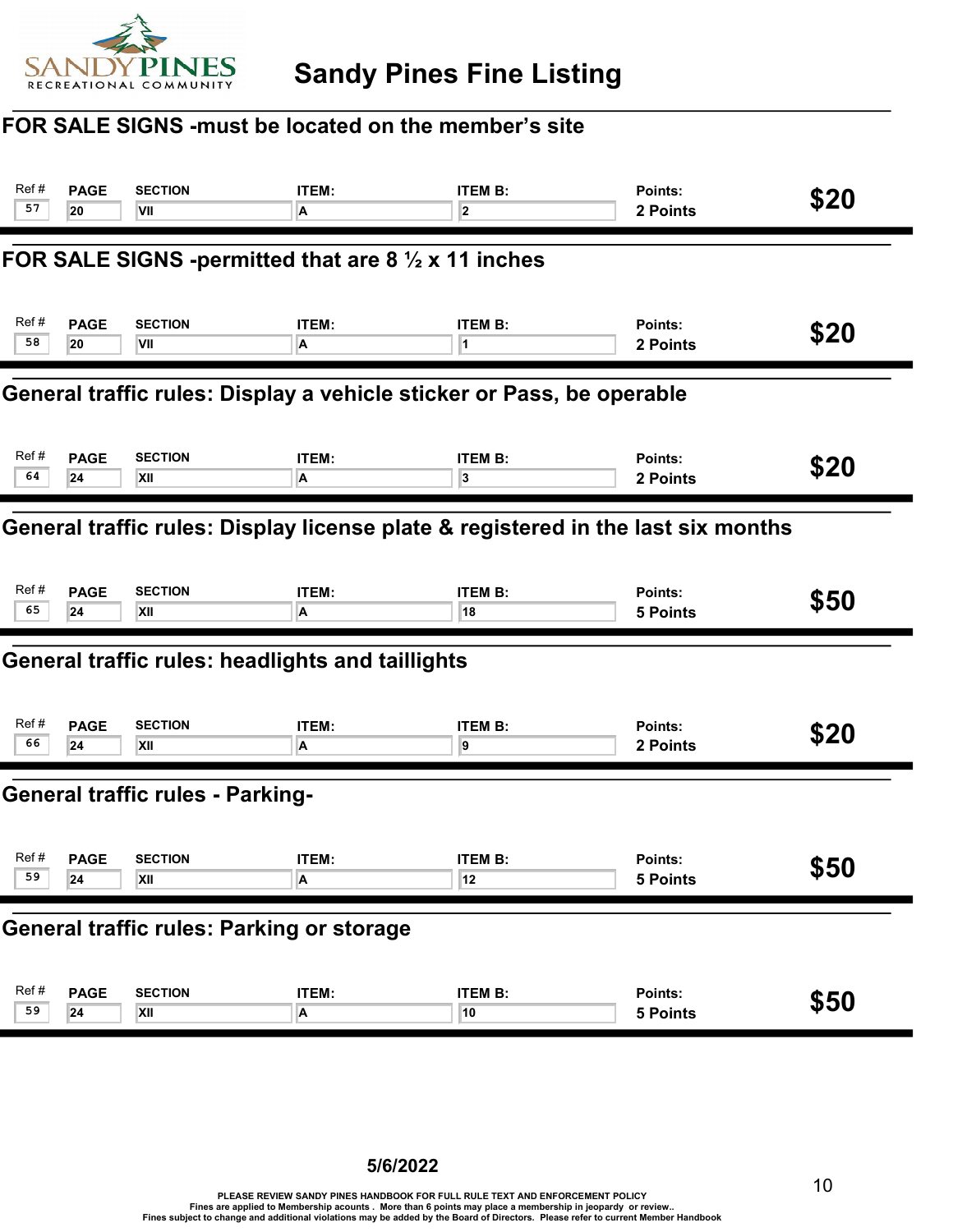# Sandy Pines Fine Listing

## FOR SALE SIGNS -must be located on the member's site

| Ref # | PAGE | SECTION | ITEM: | ITEM B: | Points: | |
|---|---|---|---|---|---|---|
| 57 | 20 | VII | A | 2 | 2 Points | $20 |

## FOR SALE SIGNS -permitted that are 8 ½ x 11 inches

| Ref # | PAGE | SECTION | ITEM: | ITEM B: | Points: | |
|---|---|---|---|---|---|---|
| 58 | 20 | VII | A | 1 | 2 Points | $20 |

## General traffic rules: Display a vehicle sticker or Pass, be operable

| Ref # | PAGE | SECTION | ITEM: | ITEM B: | Points: | |
|---|---|---|---|---|---|---|
| 64 | 24 | XII | A | 3 | 2 Points | $20 |

## General traffic rules: Display license plate & registered in the last six months

| Ref # | PAGE | SECTION | ITEM: | ITEM B: | Points: | |
|---|---|---|---|---|---|---|
| 65 | 24 | XII | A | 18 | 5 Points | $50 |

## General traffic rules: headlights and taillights

| Ref # | PAGE | SECTION | ITEM: | ITEM B: | Points: | |
|---|---|---|---|---|---|---|
| 66 | 24 | XII | A | 9 | 2 Points | $20 |

## General traffic rules - Parking-

| Ref # | PAGE | SECTION | ITEM: | ITEM B: | Points: | |
|---|---|---|---|---|---|---|
| 59 | 24 | XII | A | 12 | 5 Points | $50 |

## General traffic rules: Parking or storage

| Ref # | PAGE | SECTION | ITEM: | ITEM B: | Points: | |
|---|---|---|---|---|---|---|
| 59 | 24 | XII | A | 10 | 5 Points | $50 |

**5/6/2022**

PLEASE REVIEW SANDY PINES HANDBOOK FOR FULL RULE TEXT AND ENFORCEMENT POLICY
Fines are applied to Membership acounts . More than 6 points may place a membership in jeopardy or review..
Fines subject to change and additional violations may be added by the Board of Directors. Please refer to current Member Handbook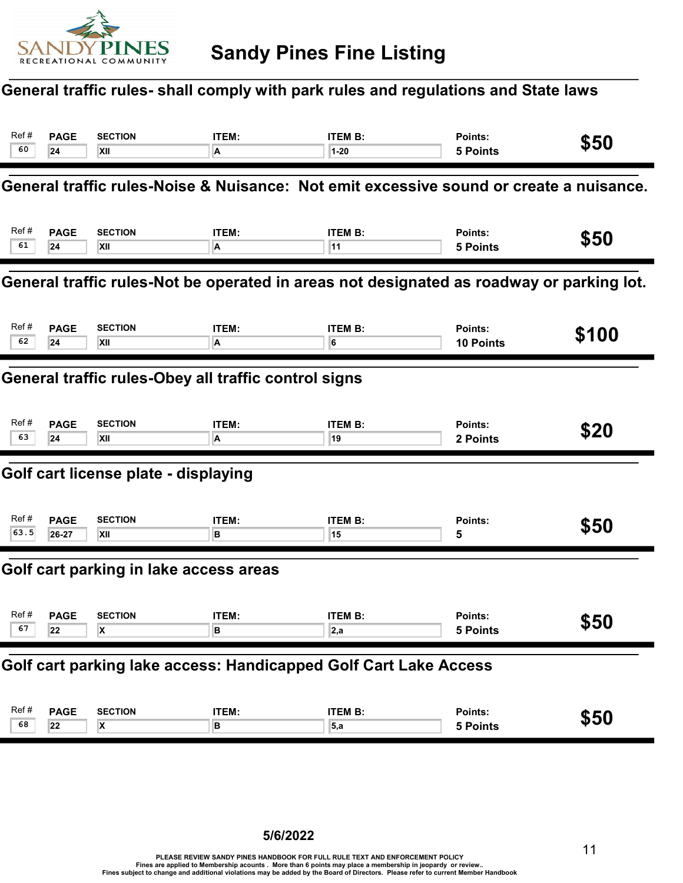# Sandy Pines Fine Listing

## General traffic rules- shall comply with park rules and regulations and State laws

| Ref # | PAGE | SECTION | ITEM: | ITEM B: | Points: | Fine |
|---|---|---|---|---|---|---|
| 60 | 24 | XII | A | 1-20 | 5 Points | $50 |

## General traffic rules-Noise & Nuisance: Not emit excessive sound or create a nuisance.

| Ref # | PAGE | SECTION | ITEM: | ITEM B: | Points: | Fine |
|---|---|---|---|---|---|---|
| 61 | 24 | XII | A | 11 | 5 Points | $50 |

## General traffic rules-Not be operated in areas not designated as roadway or parking lot.

| Ref # | PAGE | SECTION | ITEM: | ITEM B: | Points: | Fine |
|---|---|---|---|---|---|---|
| 62 | 24 | XII | A | 6 | 10 Points | $100 |

## General traffic rules-Obey all traffic control signs

| Ref # | PAGE | SECTION | ITEM: | ITEM B: | Points: | Fine |
|---|---|---|---|---|---|---|
| 63 | 24 | XII | A | 19 | 2 Points | $20 |

## Golf cart license plate - displaying

| Ref # | PAGE | SECTION | ITEM: | ITEM B: | Points: | Fine |
|---|---|---|---|---|---|---|
| 63.5 | 26-27 | XII | B | 15 | 5 | $50 |

## Golf cart parking in lake access areas

| Ref # | PAGE | SECTION | ITEM: | ITEM B: | Points: | Fine |
|---|---|---|---|---|---|---|
| 67 | 22 | X | B | 2,a | 5 Points | $50 |

## Golf cart parking lake access: Handicapped Golf Cart Lake Access

| Ref # | PAGE | SECTION | ITEM: | ITEM B: | Points: | Fine |
|---|---|---|---|---|---|---|
| 68 | 22 | X | B | 5,a | 5 Points | $50 |

5/6/2022

PLEASE REVIEW SANDY PINES HANDBOOK FOR FULL RULE TEXT AND ENFORCEMENT POLICY
Fines are applied to Membership acounts . More than 6 points may place a membership in jeopardy or review..
Fines subject to change and additional violations may be added by the Board of Directors. Please refer to current Member Handbook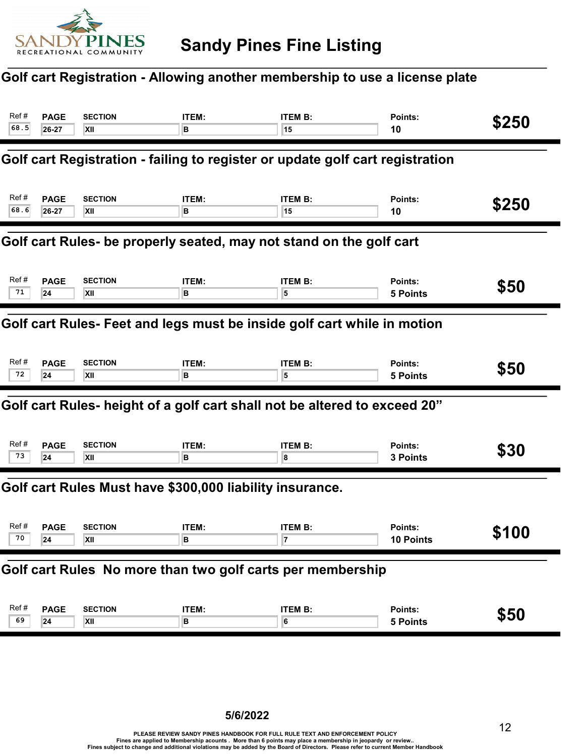# Sandy Pines Fine Listing

## Golf cart Registration - Allowing another membership to use a license plate

| Ref # | PAGE | SECTION | ITEM: | ITEM B: | Points: | Fine |
|---|---|---|---|---|---|---|
| 68.5 | 26-27 | XII | B | 15 | 10 | $250 |

## Golf cart Registration - failing to register or update golf cart registration

| Ref # | PAGE | SECTION | ITEM: | ITEM B: | Points: | Fine |
|---|---|---|---|---|---|---|
| 68.6 | 26-27 | XII | B | 15 | 10 | $250 |

## Golf cart Rules- be properly seated, may not stand on the golf cart

| Ref # | PAGE | SECTION | ITEM: | ITEM B: | Points: | Fine |
|---|---|---|---|---|---|---|
| 71 | 24 | XII | B | 5 | 5 Points | $50 |

## Golf cart Rules- Feet and legs must be inside golf cart while in motion

| Ref # | PAGE | SECTION | ITEM: | ITEM B: | Points: | Fine |
|---|---|---|---|---|---|---|
| 72 | 24 | XII | B | 5 | 5 Points | $50 |

## Golf cart Rules- height of a golf cart shall not be altered to exceed 20”

| Ref # | PAGE | SECTION | ITEM: | ITEM B: | Points: | Fine |
|---|---|---|---|---|---|---|
| 73 | 24 | XII | B | 8 | 3 Points | $30 |

## Golf cart Rules Must have $300,000 liability insurance.

| Ref # | PAGE | SECTION | ITEM: | ITEM B: | Points: | Fine |
|---|---|---|---|---|---|---|
| 70 | 24 | XII | B | 7 | 10 Points | $100 |

## Golf cart Rules No more than two golf carts per membership

| Ref # | PAGE | SECTION | ITEM: | ITEM B: | Points: | Fine |
|---|---|---|---|---|---|---|
| 69 | 24 | XII | B | 6 | 5 Points | $50 |

5/6/2022

PLEASE REVIEW SANDY PINES HANDBOOK FOR FULL RULE TEXT AND ENFORCEMENT POLICY
Fines are applied to Membership acounts . More than 6 points may place a membership in jeopardy or review..
Fines subject to change and additional violations may be added by the Board of Directors. Please refer to current Member Handbook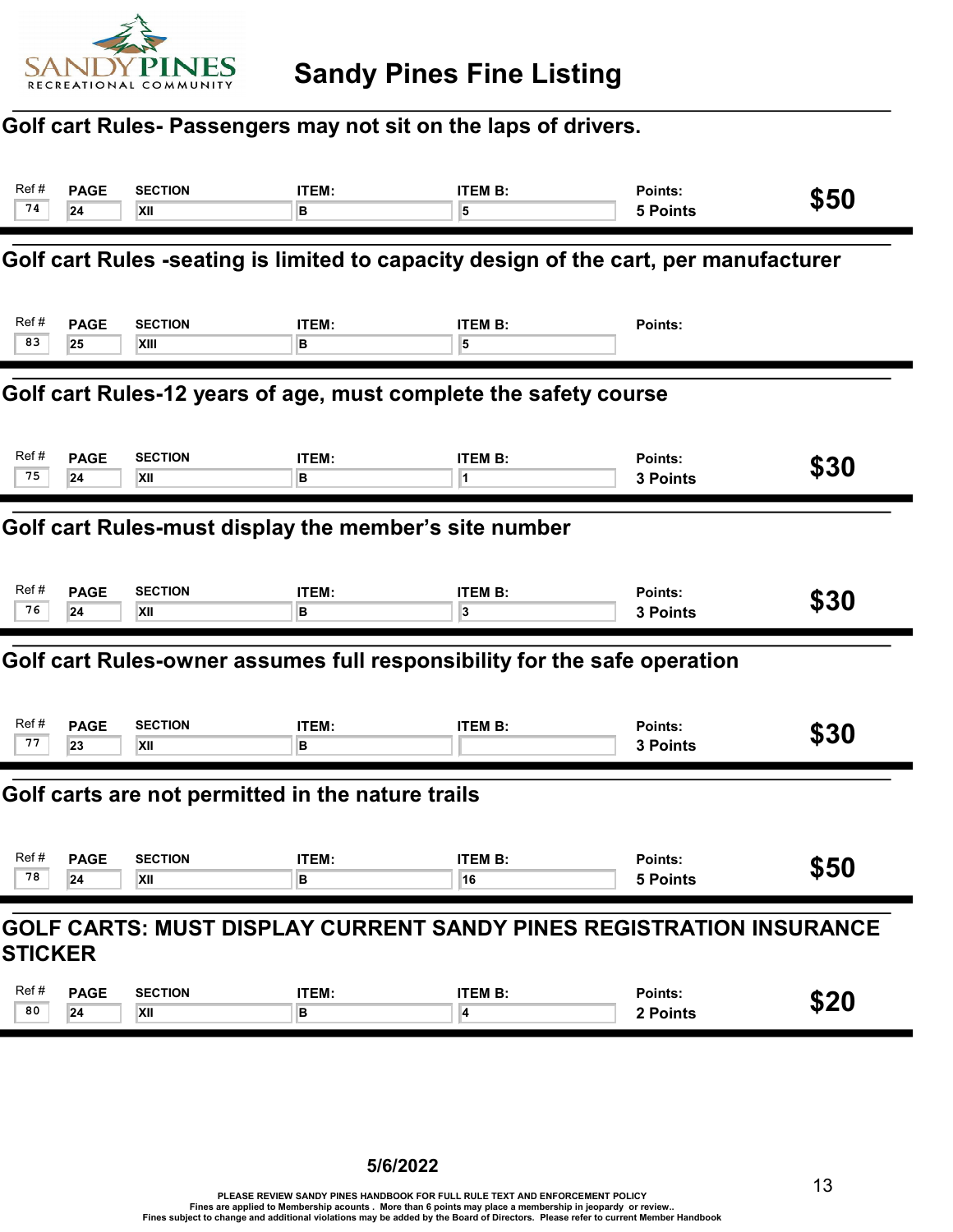# Sandy Pines Fine Listing

## Golf cart Rules- Passengers may not sit on the laps of drivers.

| Ref # | PAGE | SECTION | ITEM: | ITEM B: | Points: | Fine |
|---|---|---|---|---|---|---|
| 74 | 24 | XII | B | 5 | 5 Points | $50 |

## Golf cart Rules -seating is limited to capacity design of the cart, per manufacturer

| Ref # | PAGE | SECTION | ITEM: | ITEM B: | Points: | Fine |
|---|---|---|---|---|---|---|
| 83 | 25 | XIII | B | 5 | | |

## Golf cart Rules-12 years of age, must complete the safety course

| Ref # | PAGE | SECTION | ITEM: | ITEM B: | Points: | Fine |
|---|---|---|---|---|---|---|
| 75 | 24 | XII | B | 1 | 3 Points | $30 |

## Golf cart Rules-must display the member's site number

| Ref # | PAGE | SECTION | ITEM: | ITEM B: | Points: | Fine |
|---|---|---|---|---|---|---|
| 76 | 24 | XII | B | 3 | 3 Points | $30 |

## Golf cart Rules-owner assumes full responsibility for the safe operation

| Ref # | PAGE | SECTION | ITEM: | ITEM B: | Points: | Fine |
|---|---|---|---|---|---|---|
| 77 | 23 | XII | B | | 3 Points | $30 |

## Golf carts are not permitted in the nature trails

| Ref # | PAGE | SECTION | ITEM: | ITEM B: | Points: | Fine |
|---|---|---|---|---|---|---|
| 78 | 24 | XII | B | 16 | 5 Points | $50 |

## GOLF CARTS: MUST DISPLAY CURRENT SANDY PINES REGISTRATION INSURANCE STICKER

| Ref # | PAGE | SECTION | ITEM: | ITEM B: | Points: | Fine |
|---|---|---|---|---|---|---|
| 80 | 24 | XII | B | 4 | 2 Points | $20 |

**5/6/2022**

PLEASE REVIEW SANDY PINES HANDBOOK FOR FULL RULE TEXT AND ENFORCEMENT POLICY
Fines are applied to Membership acounts . More than 6 points may place a membership in jeopardy or review..
Fines subject to change and additional violations may be added by the Board of Directors. Please refer to current Member Handbook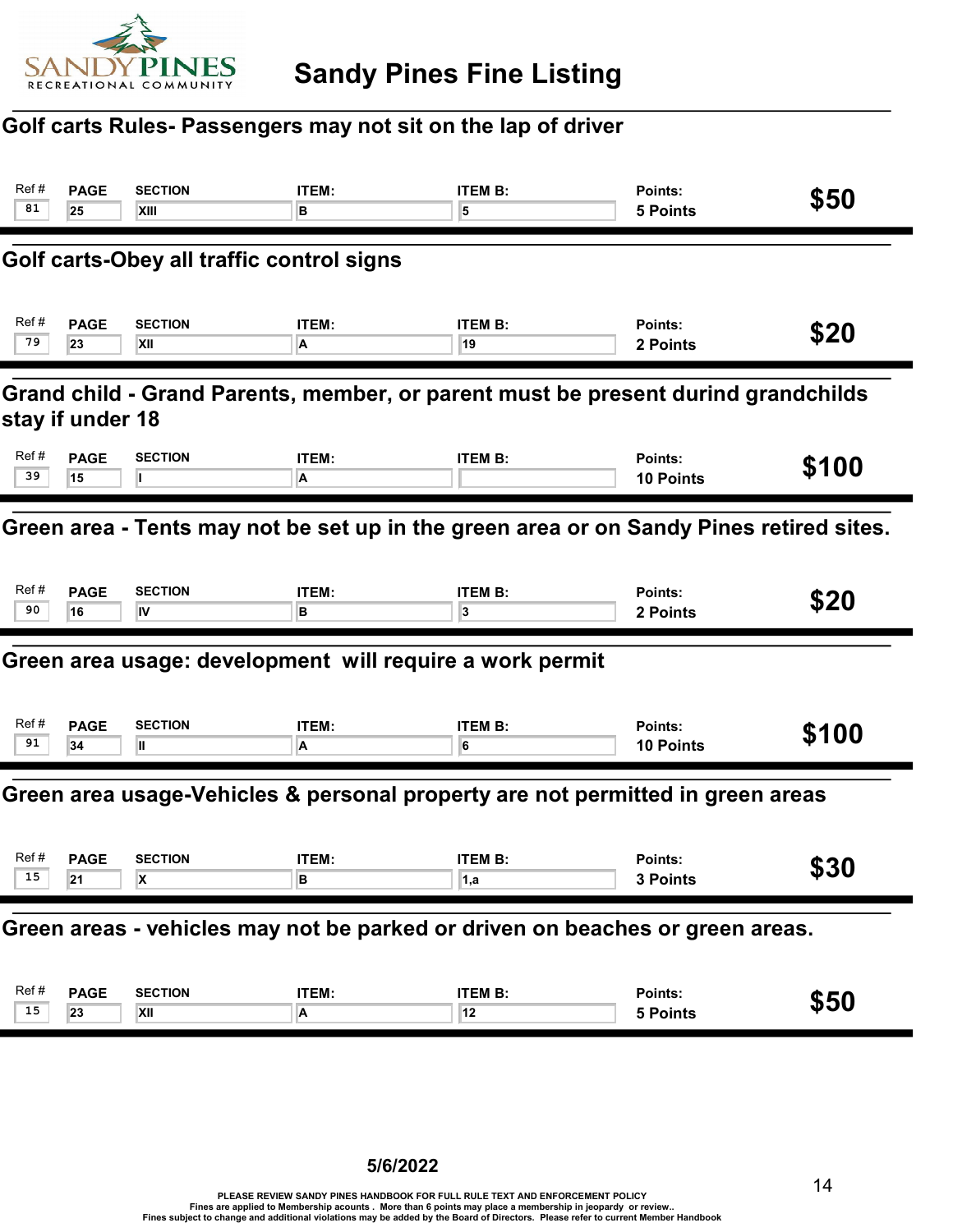# Sandy Pines Fine Listing

## Golf carts Rules- Passengers may not sit on the lap of driver

| Ref # | PAGE | SECTION | ITEM: | ITEM B: | Points: | |
|---|---|---|---|---|---|---|
| 81 | 25 | XIII | B | 5 | 5 Points | $50 |

## Golf carts-Obey all traffic control signs

| Ref # | PAGE | SECTION | ITEM: | ITEM B: | Points: | |
|---|---|---|---|---|---|---|
| 79 | 23 | XII | A | 19 | 2 Points | $20 |

## Grand child - Grand Parents, member, or parent must be present durind grandchilds stay if under 18

| Ref # | PAGE | SECTION | ITEM: | ITEM B: | Points: | |
|---|---|---|---|---|---|---|
| 39 | 15 | I | A | | 10 Points | $100 |

## Green area - Tents may not be set up in the green area or on Sandy Pines retired sites.

| Ref # | PAGE | SECTION | ITEM: | ITEM B: | Points: | |
|---|---|---|---|---|---|---|
| 90 | 16 | IV | B | 3 | 2 Points | $20 |

## Green area usage: development will require a work permit

| Ref # | PAGE | SECTION | ITEM: | ITEM B: | Points: | |
|---|---|---|---|---|---|---|
| 91 | 34 | II | A | 6 | 10 Points | $100 |

## Green area usage-Vehicles & personal property are not permitted in green areas

| Ref # | PAGE | SECTION | ITEM: | ITEM B: | Points: | |
|---|---|---|---|---|---|---|
| 15 | 21 | X | B | 1,a | 3 Points | $30 |

## Green areas - vehicles may not be parked or driven on beaches or green areas.

| Ref # | PAGE | SECTION | ITEM: | ITEM B: | Points: | |
|---|---|---|---|---|---|---|
| 15 | 23 | XII | A | 12 | 5 Points | $50 |

5/6/2022

PLEASE REVIEW SANDY PINES HANDBOOK FOR FULL RULE TEXT AND ENFORCEMENT POLICY
Fines are applied to Membership acounts . More than 6 points may place a membership in jeopardy or review..
Fines subject to change and additional violations may be added by the Board of Directors. Please refer to current Member Handbook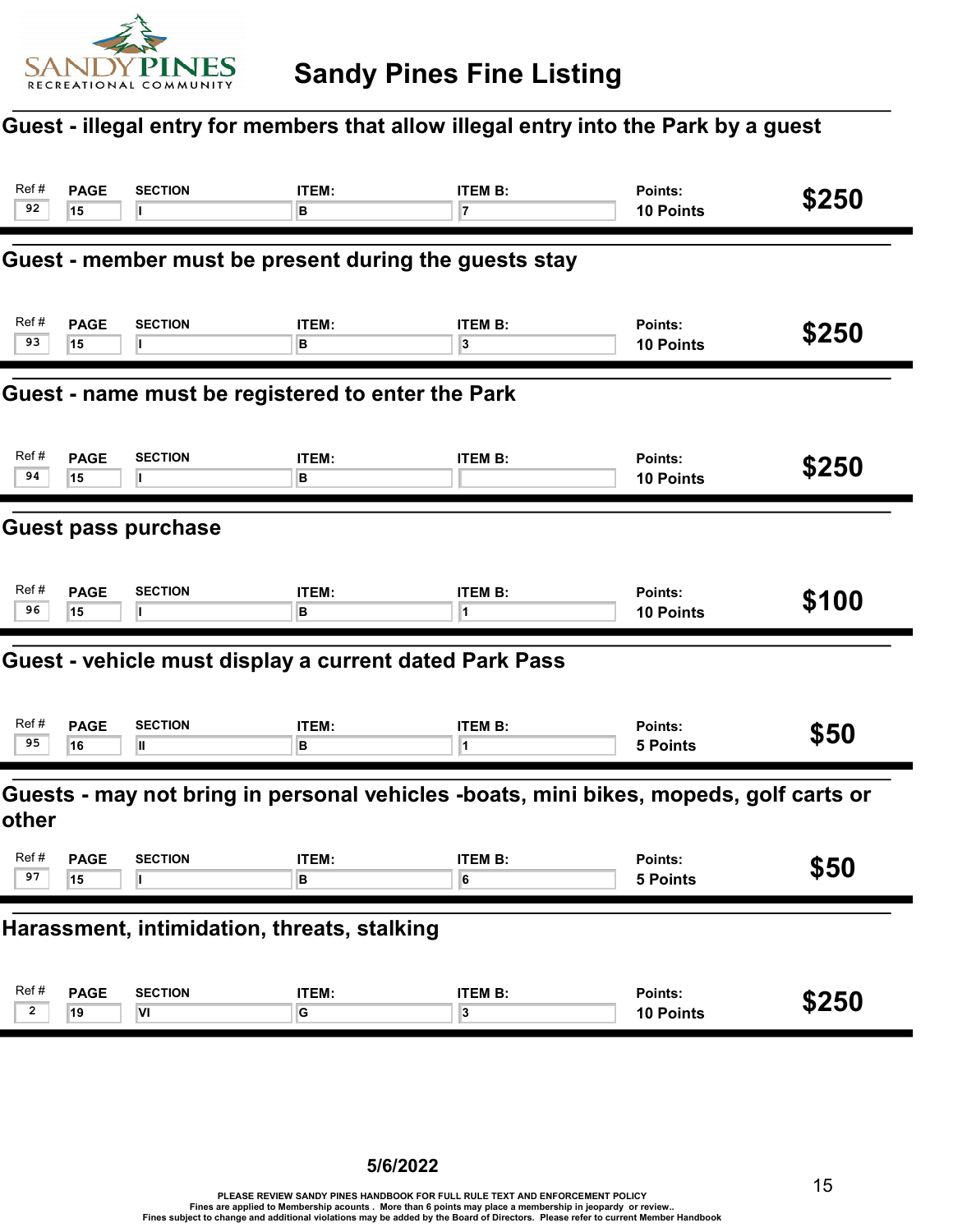# Sandy Pines Fine Listing

## Guest - illegal entry for members that allow illegal entry into the Park by a guest

| Ref # | PAGE | SECTION | ITEM: | ITEM B: | Points: | Fine |
|---|---|---|---|---|---|---|
| 92 | 15 | I | B | 7 | 10 Points | $250 |

## Guest - member must be present during the guests stay

| Ref # | PAGE | SECTION | ITEM: | ITEM B: | Points: | Fine |
|---|---|---|---|---|---|---|
| 93 | 15 | I | B | 3 | 10 Points | $250 |

## Guest - name must be registered to enter the Park

| Ref # | PAGE | SECTION | ITEM: | ITEM B: | Points: | Fine |
|---|---|---|---|---|---|---|
| 94 | 15 | I | B | | 10 Points | $250 |

## Guest pass purchase

| Ref # | PAGE | SECTION | ITEM: | ITEM B: | Points: | Fine |
|---|---|---|---|---|---|---|
| 96 | 15 | I | B | 1 | 10 Points | $100 |

## Guest - vehicle must display a current dated Park Pass

| Ref # | PAGE | SECTION | ITEM: | ITEM B: | Points: | Fine |
|---|---|---|---|---|---|---|
| 95 | 16 | II | B | 1 | 5 Points | $50 |

## Guests - may not bring in personal vehicles -boats, mini bikes, mopeds, golf carts or other

| Ref # | PAGE | SECTION | ITEM: | ITEM B: | Points: | Fine |
|---|---|---|---|---|---|---|
| 97 | 15 | I | B | 6 | 5 Points | $50 |

## Harassment, intimidation, threats, stalking

| Ref # | PAGE | SECTION | ITEM: | ITEM B: | Points: | Fine |
|---|---|---|---|---|---|---|
| 2 | 19 | VI | G | 3 | 10 Points | $250 |

5/6/2022

PLEASE REVIEW SANDY PINES HANDBOOK FOR FULL RULE TEXT AND ENFORCEMENT POLICY
Fines are applied to Membership acounts . More than 6 points may place a membership in jeopardy or review..
Fines subject to change and additional violations may be added by the Board of Directors. Please refer to current Member Handbook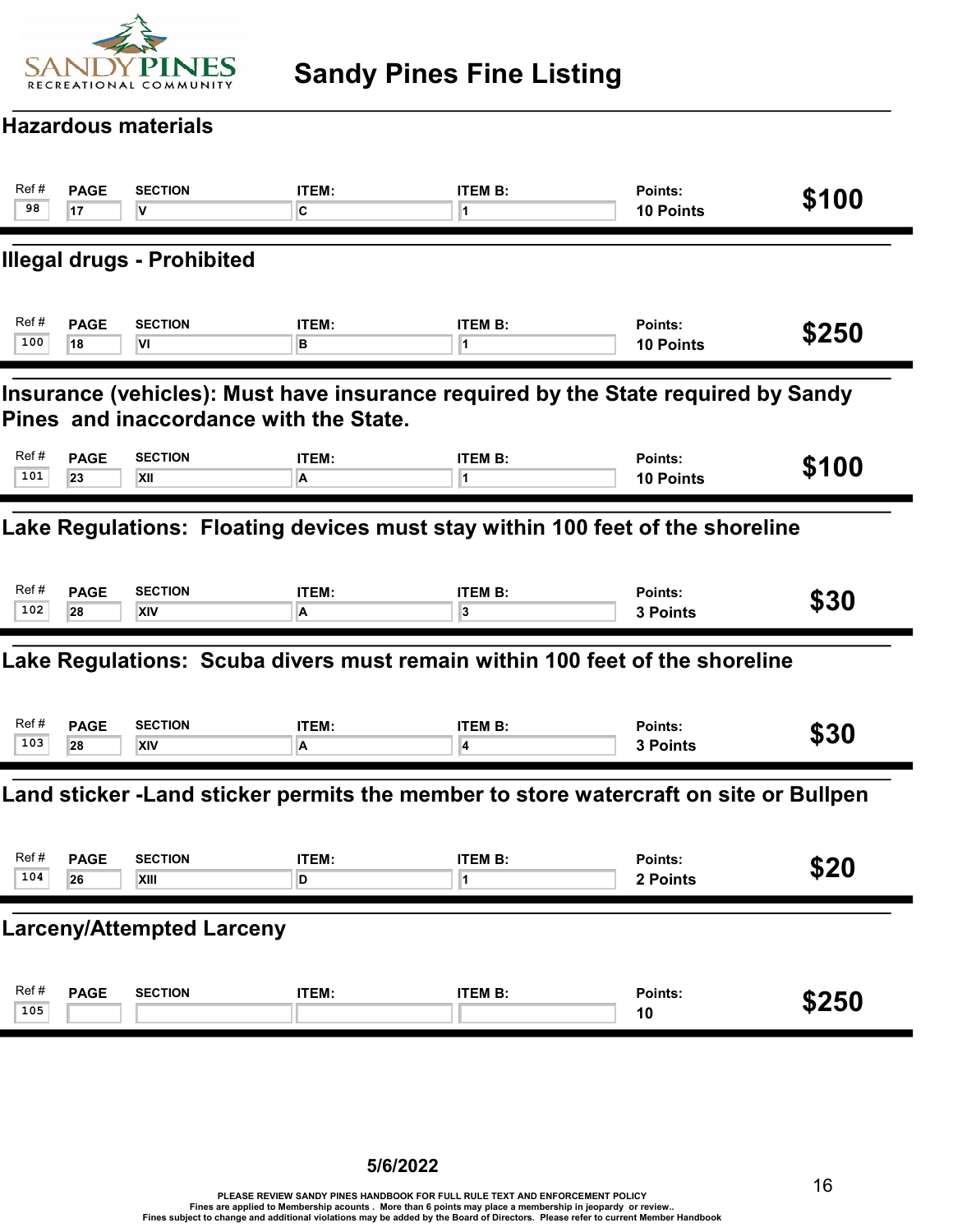# Sandy Pines Fine Listing

## Hazardous materials

| Ref # | PAGE | SECTION | ITEM: | ITEM B: | Points: | |
|---|---|---|---|---|---|---|
| 98 | 17 | V | C | 1 | 10 Points | $100 |

## Illegal drugs - Prohibited

| Ref # | PAGE | SECTION | ITEM: | ITEM B: | Points: | |
|---|---|---|---|---|---|---|
| 100 | 18 | VI | B | 1 | 10 Points | $250 |

## Insurance (vehicles): Must have insurance required by the State required by Sandy Pines and inaccordance with the State.

| Ref # | PAGE | SECTION | ITEM: | ITEM B: | Points: | |
|---|---|---|---|---|---|---|
| 101 | 23 | XII | A | 1 | 10 Points | $100 |

## Lake Regulations: Floating devices must stay within 100 feet of the shoreline

| Ref # | PAGE | SECTION | ITEM: | ITEM B: | Points: | |
|---|---|---|---|---|---|---|
| 102 | 28 | XIV | A | 3 | 3 Points | $30 |

## Lake Regulations: Scuba divers must remain within 100 feet of the shoreline

| Ref # | PAGE | SECTION | ITEM: | ITEM B: | Points: | |
|---|---|---|---|---|---|---|
| 103 | 28 | XIV | A | 4 | 3 Points | $30 |

## Land sticker -Land sticker permits the member to store watercraft on site or Bullpen

| Ref # | PAGE | SECTION | ITEM: | ITEM B: | Points: | |
|---|---|---|---|---|---|---|
| 104 | 26 | XIII | D | 1 | 2 Points | $20 |

## Larceny/Attempted Larceny

| Ref # | PAGE | SECTION | ITEM: | ITEM B: | Points: | |
|---|---|---|---|---|---|---|
| 105 | | | | | 10 | $250 |

5/6/2022

PLEASE REVIEW SANDY PINES HANDBOOK FOR FULL RULE TEXT AND ENFORCEMENT POLICY
Fines are applied to Membership acounts . More than 6 points may place a membership in jeopardy or review..
Fines subject to change and additional violations may be added by the Board of Directors. Please refer to current Member Handbook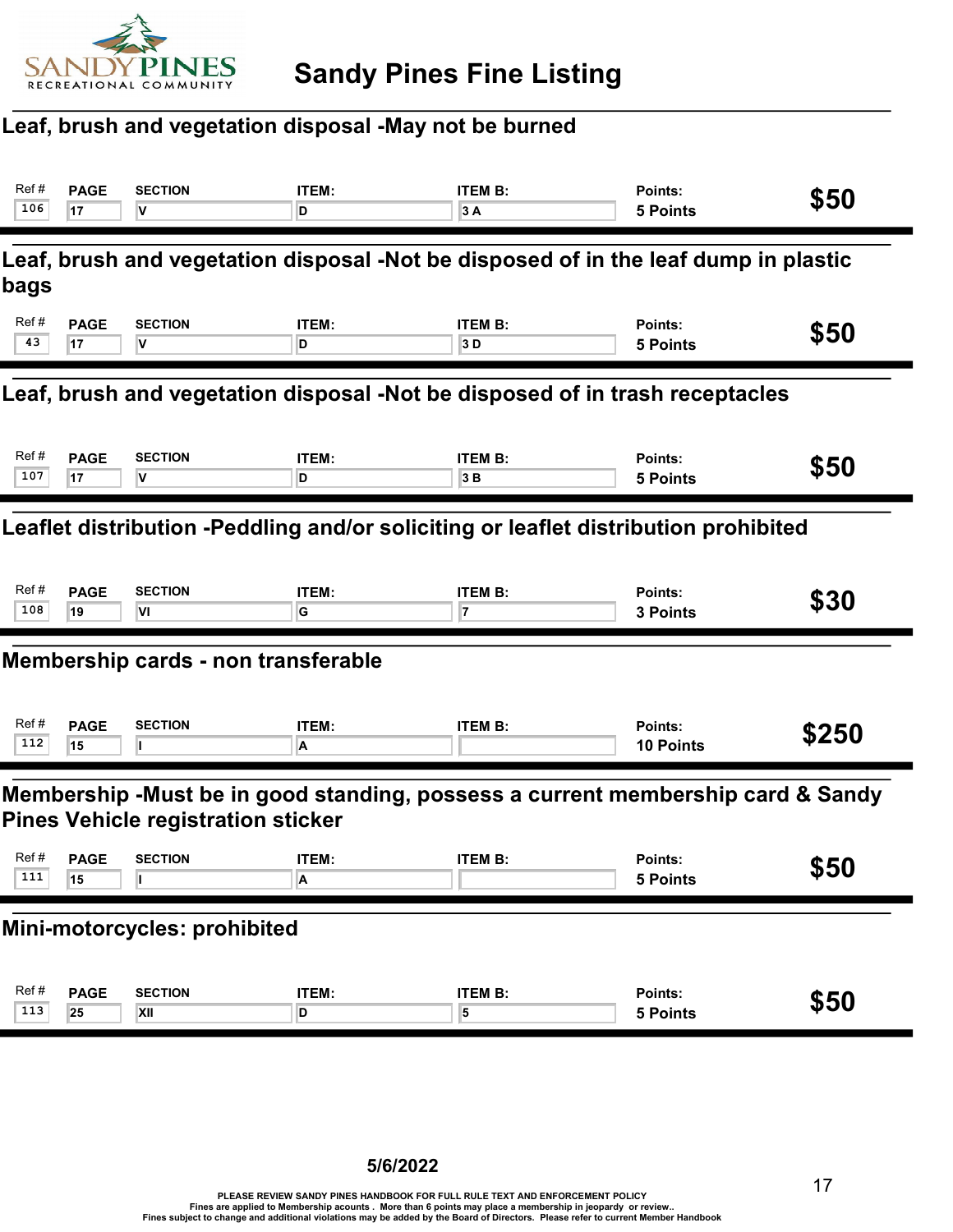# Sandy Pines Fine Listing

## Leaf, brush and vegetation disposal -May not be burned

| Ref # | PAGE | SECTION | ITEM: | ITEM B: | Points: | |
|---|---|---|---|---|---|---|
| 106 | 17 | V | D | 3 A | 5 Points | $50 |

## Leaf, brush and vegetation disposal -Not be disposed of in the leaf dump in plastic bags

| Ref # | PAGE | SECTION | ITEM: | ITEM B: | Points: | |
|---|---|---|---|---|---|---|
| 43 | 17 | V | D | 3 D | 5 Points | $50 |

## Leaf, brush and vegetation disposal -Not be disposed of in trash receptacles

| Ref # | PAGE | SECTION | ITEM: | ITEM B: | Points: | |
|---|---|---|---|---|---|---|
| 107 | 17 | V | D | 3 B | 5 Points | $50 |

## Leaflet distribution -Peddling and/or soliciting or leaflet distribution prohibited

| Ref # | PAGE | SECTION | ITEM: | ITEM B: | Points: | |
|---|---|---|---|---|---|---|
| 108 | 19 | VI | G | 7 | 3 Points | $30 |

## Membership cards - non transferable

| Ref # | PAGE | SECTION | ITEM: | ITEM B: | Points: | |
|---|---|---|---|---|---|---|
| 112 | 15 | I | A | | 10 Points | $250 |

## Membership -Must be in good standing, possess a current membership card & Sandy Pines Vehicle registration sticker

| Ref # | PAGE | SECTION | ITEM: | ITEM B: | Points: | |
|---|---|---|---|---|---|---|
| 111 | 15 | I | A | | 5 Points | $50 |

## Mini-motorcycles: prohibited

| Ref # | PAGE | SECTION | ITEM: | ITEM B: | Points: | |
|---|---|---|---|---|---|---|
| 113 | 25 | XII | D | 5 | 5 Points | $50 |

5/6/2022

PLEASE REVIEW SANDY PINES HANDBOOK FOR FULL RULE TEXT AND ENFORCEMENT POLICY
Fines are applied to Membership acounts . More than 6 points may place a membership in jeopardy or review..
Fines subject to change and additional violations may be added by the Board of Directors. Please refer to current Member Handbook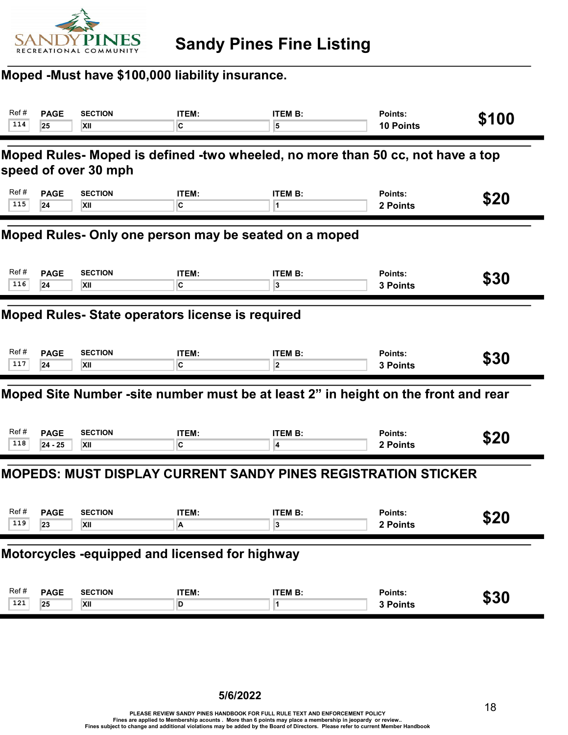# Sandy Pines Fine Listing

## Moped -Must have $100,000 liability insurance.

| Ref # | PAGE | SECTION | ITEM: | ITEM B: | Points: | |
|---|---|---|---|---|---|---|
| 114 | 25 | XII | C | 5 | 10 Points | $100 |

## Moped Rules- Moped is defined -two wheeled, no more than 50 cc, not have a top speed of over 30 mph

| Ref # | PAGE | SECTION | ITEM: | ITEM B: | Points: | |
|---|---|---|---|---|---|---|
| 115 | 24 | XII | C | 1 | 2 Points | $20 |

## Moped Rules- Only one person may be seated on a moped

| Ref # | PAGE | SECTION | ITEM: | ITEM B: | Points: | |
|---|---|---|---|---|---|---|
| 116 | 24 | XII | C | 3 | 3 Points | $30 |

## Moped Rules- State operators license is required

| Ref # | PAGE | SECTION | ITEM: | ITEM B: | Points: | |
|---|---|---|---|---|---|---|
| 117 | 24 | XII | C | 2 | 3 Points | $30 |

## Moped Site Number -site number must be at least 2” in height on the front and rear

| Ref # | PAGE | SECTION | ITEM: | ITEM B: | Points: | |
|---|---|---|---|---|---|---|
| 118 | 24 - 25 | XII | C | 4 | 2 Points | $20 |

## MOPEDS: MUST DISPLAY CURRENT SANDY PINES REGISTRATION STICKER

| Ref # | PAGE | SECTION | ITEM: | ITEM B: | Points: | |
|---|---|---|---|---|---|---|
| 119 | 23 | XII | A | 3 | 2 Points | $20 |

## Motorcycles -equipped and licensed for highway

| Ref # | PAGE | SECTION | ITEM: | ITEM B: | Points: | |
|---|---|---|---|---|---|---|
| 121 | 25 | XII | D | 1 | 3 Points | $30 |

5/6/2022

PLEASE REVIEW SANDY PINES HANDBOOK FOR FULL RULE TEXT AND ENFORCEMENT POLICY
Fines are applied to Membership acounts . More than 6 points may place a membership in jeopardy or review..
Fines subject to change and additional violations may be added by the Board of Directors. Please refer to current Member Handbook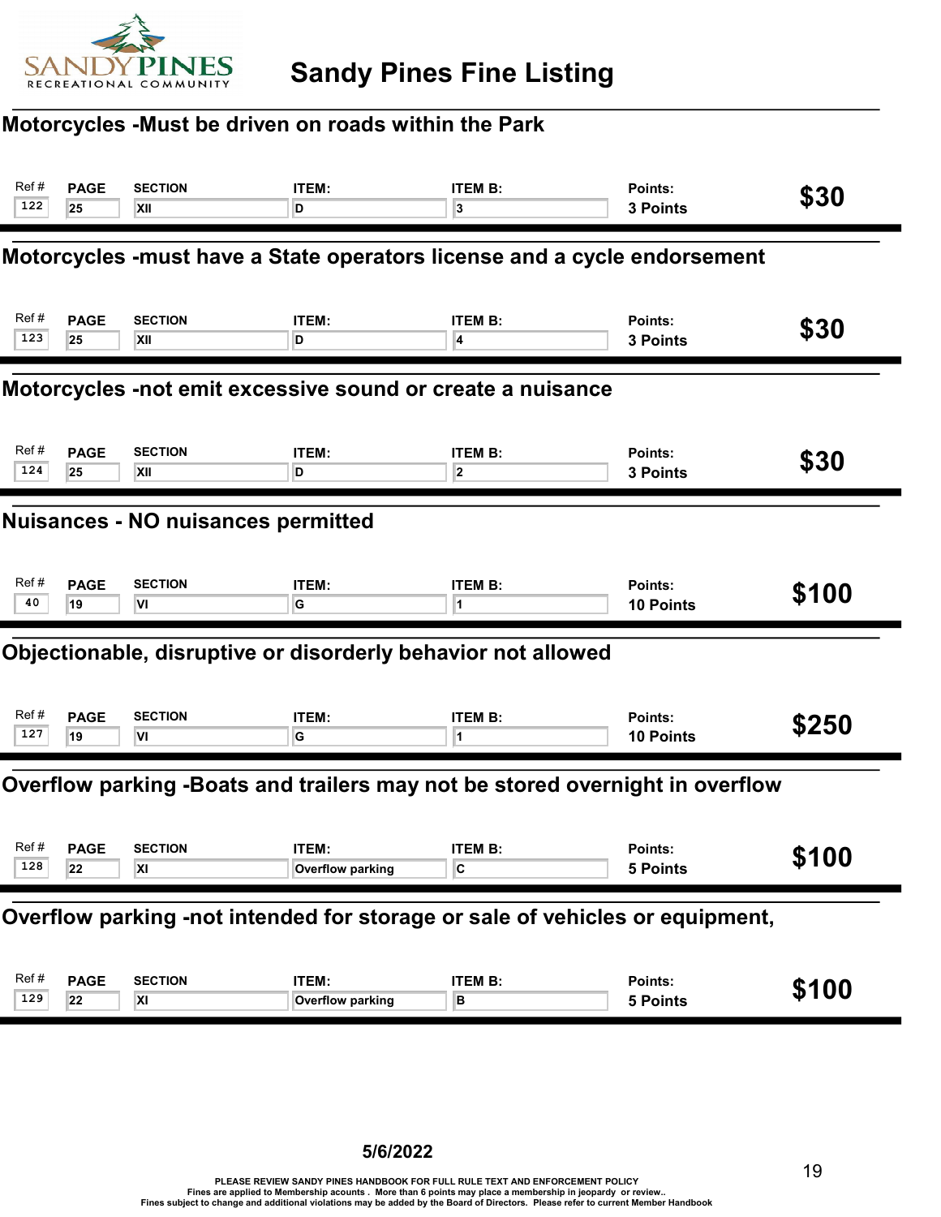# Sandy Pines Fine Listing

## Motorcycles -Must be driven on roads within the Park

| Ref # | PAGE | SECTION | ITEM: | ITEM B: | Points: | |
|---|---|---|---|---|---|---|
| 122 | 25 | XII | D | 3 | 3 Points | $30 |

## Motorcycles -must have a State operators license and a cycle endorsement

| Ref # | PAGE | SECTION | ITEM: | ITEM B: | Points: | |
|---|---|---|---|---|---|---|
| 123 | 25 | XII | D | 4 | 3 Points | $30 |

## Motorcycles -not emit excessive sound or create a nuisance

| Ref # | PAGE | SECTION | ITEM: | ITEM B: | Points: | |
|---|---|---|---|---|---|---|
| 124 | 25 | XII | D | 2 | 3 Points | $30 |

## Nuisances - NO nuisances permitted

| Ref # | PAGE | SECTION | ITEM: | ITEM B: | Points: | |
|---|---|---|---|---|---|---|
| 40 | 19 | VI | G | 1 | 10 Points | $100 |

## Objectionable, disruptive or disorderly behavior not allowed

| Ref # | PAGE | SECTION | ITEM: | ITEM B: | Points: | |
|---|---|---|---|---|---|---|
| 127 | 19 | VI | G | 1 | 10 Points | $250 |

## Overflow parking -Boats and trailers may not be stored overnight in overflow

| Ref # | PAGE | SECTION | ITEM: | ITEM B: | Points: | |
|---|---|---|---|---|---|---|
| 128 | 22 | XI | Overflow parking | C | 5 Points | $100 |

## Overflow parking -not intended for storage or sale of vehicles or equipment,

| Ref # | PAGE | SECTION | ITEM: | ITEM B: | Points: | |
|---|---|---|---|---|---|---|
| 129 | 22 | XI | Overflow parking | B | 5 Points | $100 |

**5/6/2022**

PLEASE REVIEW SANDY PINES HANDBOOK FOR FULL RULE TEXT AND ENFORCEMENT POLICY
Fines are applied to Membership acounts . More than 6 points may place a membership in jeopardy or review..
Fines subject to change and additional violations may be added by the Board of Directors. Please refer to current Member Handbook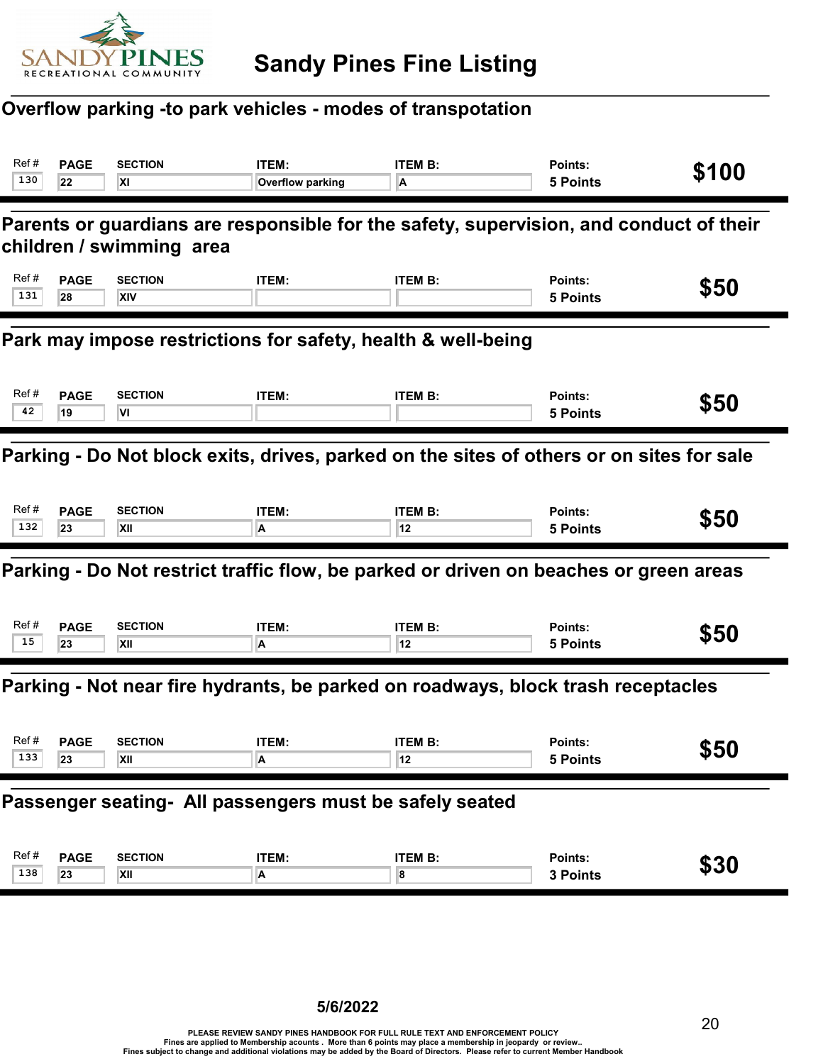# Sandy Pines Fine Listing

## Overflow parking -to park vehicles - modes of transpotation

| Ref # | PAGE | SECTION | ITEM: | ITEM B: | Points: | Fine |
|---|---|---|---|---|---|---|
| 130 | 22 | XI | Overflow parking | A | 5 Points | $100 |

## Parents or guardians are responsible for the safety, supervision, and conduct of their children / swimming area

| Ref # | PAGE | SECTION | ITEM: | ITEM B: | Points: | Fine |
|---|---|---|---|---|---|---|
| 131 | 28 | XIV | | | 5 Points | $50 |

## Park may impose restrictions for safety, health & well-being

| Ref # | PAGE | SECTION | ITEM: | ITEM B: | Points: | Fine |
|---|---|---|---|---|---|---|
| 42 | 19 | VI | | | 5 Points | $50 |

## Parking - Do Not block exits, drives, parked on the sites of others or on sites for sale

| Ref # | PAGE | SECTION | ITEM: | ITEM B: | Points: | Fine |
|---|---|---|---|---|---|---|
| 132 | 23 | XII | A | 12 | 5 Points | $50 |

## Parking - Do Not restrict traffic flow, be parked or driven on beaches or green areas

| Ref # | PAGE | SECTION | ITEM: | ITEM B: | Points: | Fine |
|---|---|---|---|---|---|---|
| 15 | 23 | XII | A | 12 | 5 Points | $50 |

## Parking - Not near fire hydrants, be parked on roadways, block trash receptacles

| Ref # | PAGE | SECTION | ITEM: | ITEM B: | Points: | Fine |
|---|---|---|---|---|---|---|
| 133 | 23 | XII | A | 12 | 5 Points | $50 |

## Passenger seating- All passengers must be safely seated

| Ref # | PAGE | SECTION | ITEM: | ITEM B: | Points: | Fine |
|---|---|---|---|---|---|---|
| 138 | 23 | XII | A | 8 | 3 Points | $30 |

5/6/2022

PLEASE REVIEW SANDY PINES HANDBOOK FOR FULL RULE TEXT AND ENFORCEMENT POLICY
Fines are applied to Membership acounts . More than 6 points may place a membership in jeopardy or review..
Fines subject to change and additional violations may be added by the Board of Directors. Please refer to current Member Handbook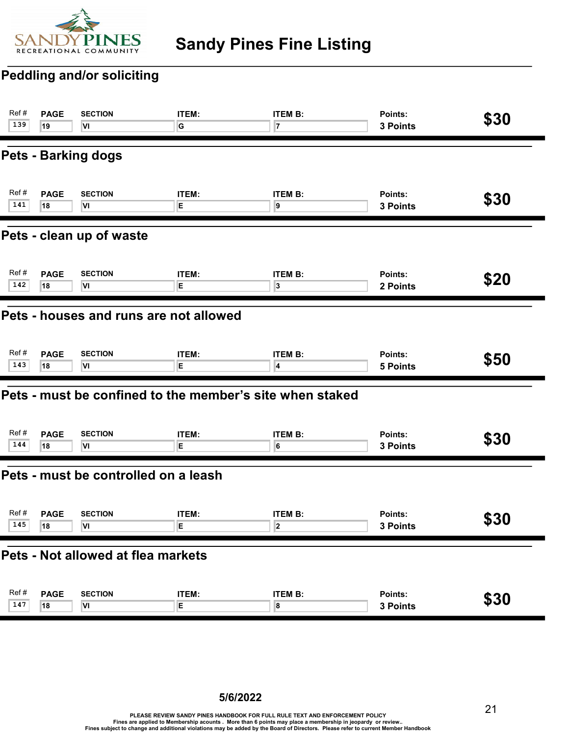# Sandy Pines Fine Listing

## Peddling and/or soliciting

| Ref # | PAGE | SECTION | ITEM: | ITEM B: | Points: | Fine |
|---|---|---|---|---|---|---|
| 139 | 19 | VI | G | 7 | 3 Points | $30 |

## Pets - Barking dogs

| Ref # | PAGE | SECTION | ITEM: | ITEM B: | Points: | Fine |
|---|---|---|---|---|---|---|
| 141 | 18 | VI | E | 9 | 3 Points | $30 |

## Pets - clean up of waste

| Ref # | PAGE | SECTION | ITEM: | ITEM B: | Points: | Fine |
|---|---|---|---|---|---|---|
| 142 | 18 | VI | E | 3 | 2 Points | $20 |

## Pets - houses and runs are not allowed

| Ref # | PAGE | SECTION | ITEM: | ITEM B: | Points: | Fine |
|---|---|---|---|---|---|---|
| 143 | 18 | VI | E | 4 | 5 Points | $50 |

## Pets - must be confined to the member's site when staked

| Ref # | PAGE | SECTION | ITEM: | ITEM B: | Points: | Fine |
|---|---|---|---|---|---|---|
| 144 | 18 | VI | E | 6 | 3 Points | $30 |

## Pets - must be controlled on a leash

| Ref # | PAGE | SECTION | ITEM: | ITEM B: | Points: | Fine |
|---|---|---|---|---|---|---|
| 145 | 18 | VI | E | 2 | 3 Points | $30 |

## Pets - Not allowed at flea markets

| Ref # | PAGE | SECTION | ITEM: | ITEM B: | Points: | Fine |
|---|---|---|---|---|---|---|
| 147 | 18 | VI | E | 8 | 3 Points | $30 |

**5/6/2022**

PLEASE REVIEW SANDY PINES HANDBOOK FOR FULL RULE TEXT AND ENFORCEMENT POLICY
Fines are applied to Membership acounts . More than 6 points may place a membership in jeopardy or review..
Fines subject to change and additional violations may be added by the Board of Directors. Please refer to current Member Handbook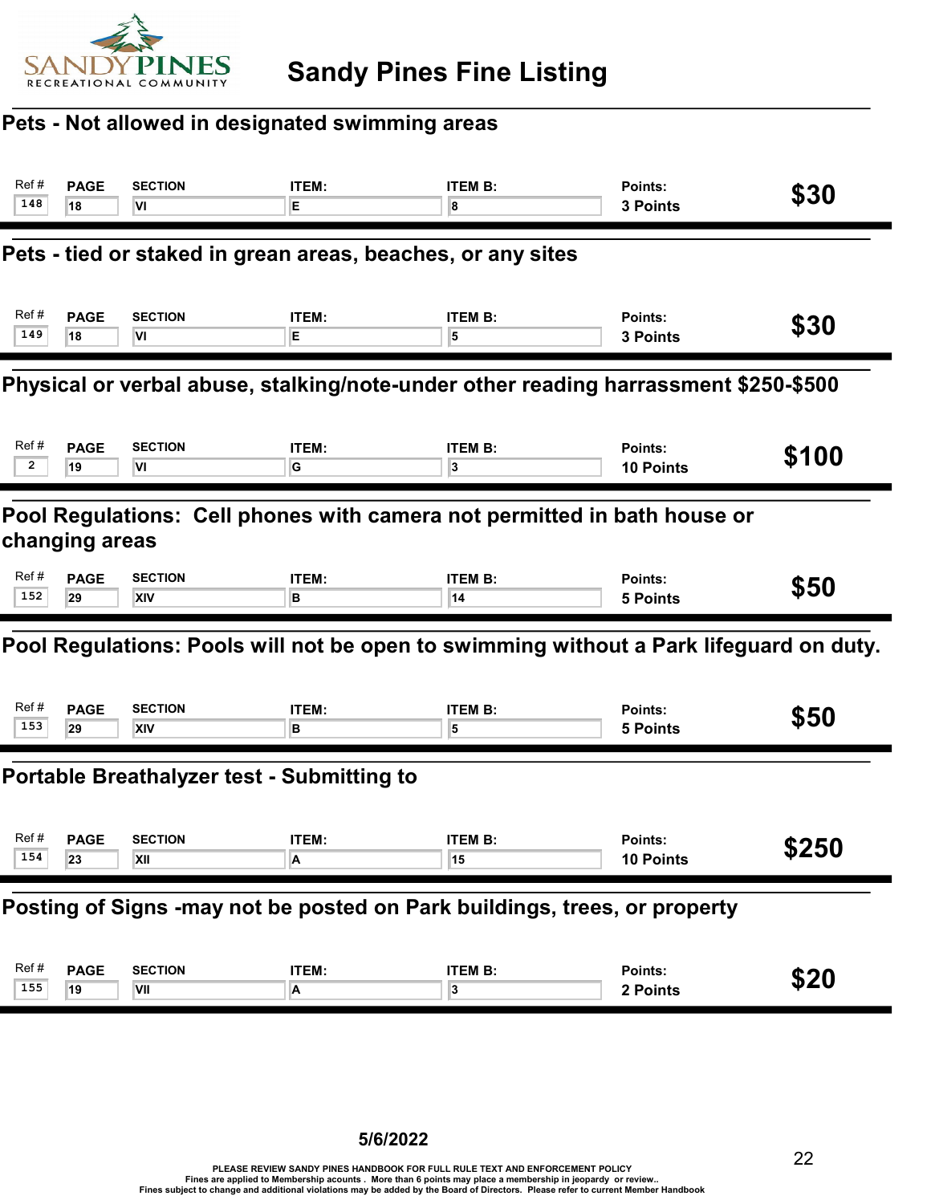# Sandy Pines Fine Listing

## Pets - Not allowed in designated swimming areas

| Ref # | PAGE | SECTION | ITEM: | ITEM B: | Points: | Fine |
|---|---|---|---|---|---|---|
| 148 | 18 | VI | E | 8 | 3 Points | $30 |

## Pets - tied or staked in grean areas, beaches, or any sites

| Ref # | PAGE | SECTION | ITEM: | ITEM B: | Points: | Fine |
|---|---|---|---|---|---|---|
| 149 | 18 | VI | E | 5 | 3 Points | $30 |

## Physical or verbal abuse, stalking/note-under other reading harrassment $250-$500

| Ref # | PAGE | SECTION | ITEM: | ITEM B: | Points: | Fine |
|---|---|---|---|---|---|---|
| 2 | 19 | VI | G | 3 | 10 Points | $100 |

## Pool Regulations: Cell phones with camera not permitted in bath house or changing areas

| Ref # | PAGE | SECTION | ITEM: | ITEM B: | Points: | Fine |
|---|---|---|---|---|---|---|
| 152 | 29 | XIV | B | 14 | 5 Points | $50 |

## Pool Regulations: Pools will not be open to swimming without a Park lifeguard on duty.

| Ref # | PAGE | SECTION | ITEM: | ITEM B: | Points: | Fine |
|---|---|---|---|---|---|---|
| 153 | 29 | XIV | B | 5 | 5 Points | $50 |

## Portable Breathalyzer test - Submitting to

| Ref # | PAGE | SECTION | ITEM: | ITEM B: | Points: | Fine |
|---|---|---|---|---|---|---|
| 154 | 23 | XII | A | 15 | 10 Points | $250 |

## Posting of Signs -may not be posted on Park buildings, trees, or property

| Ref # | PAGE | SECTION | ITEM: | ITEM B: | Points: | Fine |
|---|---|---|---|---|---|---|
| 155 | 19 | VII | A | 3 | 2 Points | $20 |

5/6/2022

PLEASE REVIEW SANDY PINES HANDBOOK FOR FULL RULE TEXT AND ENFORCEMENT POLICY
Fines are applied to Membership acounts . More than 6 points may place a membership in jeopardy or review..
Fines subject to change and additional violations may be added by the Board of Directors. Please refer to current Member Handbook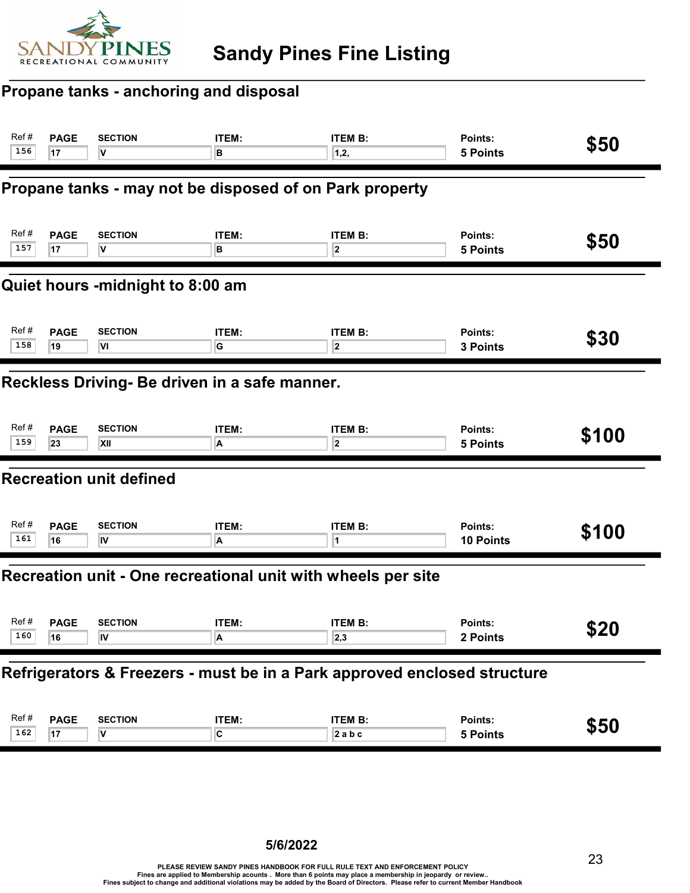# Sandy Pines Fine Listing

## Propane tanks - anchoring and disposal

| Ref # | PAGE | SECTION | ITEM: | ITEM B: | Points: | Fine |
|---|---|---|---|---|---|---|
| 156 | 17 | V | B | 1,2, | 5 Points | $50 |

## Propane tanks - may not be disposed of on Park property

| Ref # | PAGE | SECTION | ITEM: | ITEM B: | Points: | Fine |
|---|---|---|---|---|---|---|
| 157 | 17 | V | B | 2 | 5 Points | $50 |

## Quiet hours -midnight to 8:00 am

| Ref # | PAGE | SECTION | ITEM: | ITEM B: | Points: | Fine |
|---|---|---|---|---|---|---|
| 158 | 19 | VI | G | 2 | 3 Points | $30 |

## Reckless Driving- Be driven in a safe manner.

| Ref # | PAGE | SECTION | ITEM: | ITEM B: | Points: | Fine |
|---|---|---|---|---|---|---|
| 159 | 23 | XII | A | 2 | 5 Points | $100 |

## Recreation unit defined

| Ref # | PAGE | SECTION | ITEM: | ITEM B: | Points: | Fine |
|---|---|---|---|---|---|---|
| 161 | 16 | IV | A | 1 | 10 Points | $100 |

## Recreation unit - One recreational unit with wheels per site

| Ref # | PAGE | SECTION | ITEM: | ITEM B: | Points: | Fine |
|---|---|---|---|---|---|---|
| 160 | 16 | IV | A | 2,3 | 2 Points | $20 |

## Refrigerators & Freezers - must be in a Park approved enclosed structure

| Ref # | PAGE | SECTION | ITEM: | ITEM B: | Points: | Fine |
|---|---|---|---|---|---|---|
| 162 | 17 | V | C | 2 a b c | 5 Points | $50 |

**5/6/2022**

PLEASE REVIEW SANDY PINES HANDBOOK FOR FULL RULE TEXT AND ENFORCEMENT POLICY
Fines are applied to Membership acounts . More than 6 points may place a membership in jeopardy or review..
Fines subject to change and additional violations may be added by the Board of Directors. Please refer to current Member Handbook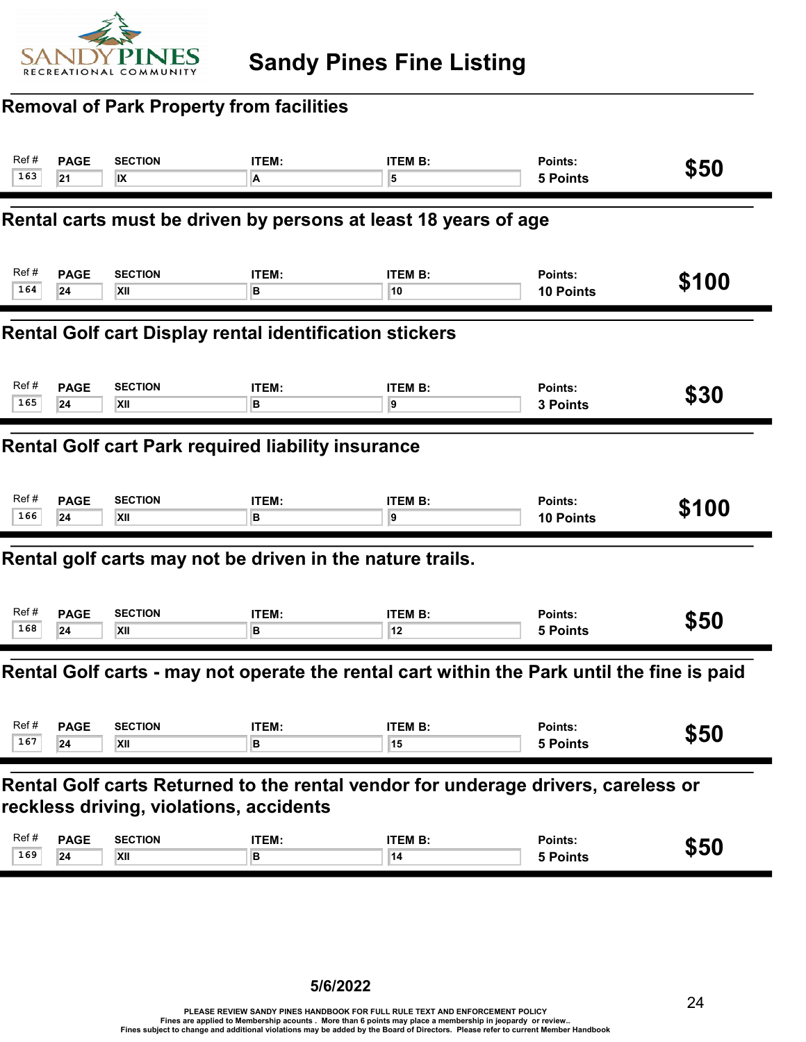# Sandy Pines Fine Listing

## Removal of Park Property from facilities

| Ref # | PAGE | SECTION | ITEM: | ITEM B: | Points: | Fine |
|---|---|---|---|---|---|---|
| 163 | 21 | IX | A | 5 | 5 Points | $50 |

## Rental carts must be driven by persons at least 18 years of age

| Ref # | PAGE | SECTION | ITEM: | ITEM B: | Points: | Fine |
|---|---|---|---|---|---|---|
| 164 | 24 | XII | B | 10 | 10 Points | $100 |

## Rental Golf cart Display rental identification stickers

| Ref # | PAGE | SECTION | ITEM: | ITEM B: | Points: | Fine |
|---|---|---|---|---|---|---|
| 165 | 24 | XII | B | 9 | 3 Points | $30 |

## Rental Golf cart Park required liability insurance

| Ref # | PAGE | SECTION | ITEM: | ITEM B: | Points: | Fine |
|---|---|---|---|---|---|---|
| 166 | 24 | XII | B | 9 | 10 Points | $100 |

## Rental golf carts may not be driven in the nature trails.

| Ref # | PAGE | SECTION | ITEM: | ITEM B: | Points: | Fine |
|---|---|---|---|---|---|---|
| 168 | 24 | XII | B | 12 | 5 Points | $50 |

## Rental Golf carts - may not operate the rental cart within the Park until the fine is paid

| Ref # | PAGE | SECTION | ITEM: | ITEM B: | Points: | Fine |
|---|---|---|---|---|---|---|
| 167 | 24 | XII | B | 15 | 5 Points | $50 |

## Rental Golf carts Returned to the rental vendor for underage drivers, careless or reckless driving, violations, accidents

| Ref # | PAGE | SECTION | ITEM: | ITEM B: | Points: | Fine |
|---|---|---|---|---|---|---|
| 169 | 24 | XII | B | 14 | 5 Points | $50 |

5/6/2022

PLEASE REVIEW SANDY PINES HANDBOOK FOR FULL RULE TEXT AND ENFORCEMENT POLICY
Fines are applied to Membership acounts . More than 6 points may place a membership in jeopardy or review..
Fines subject to change and additional violations may be added by the Board of Directors. Please refer to current Member Handbook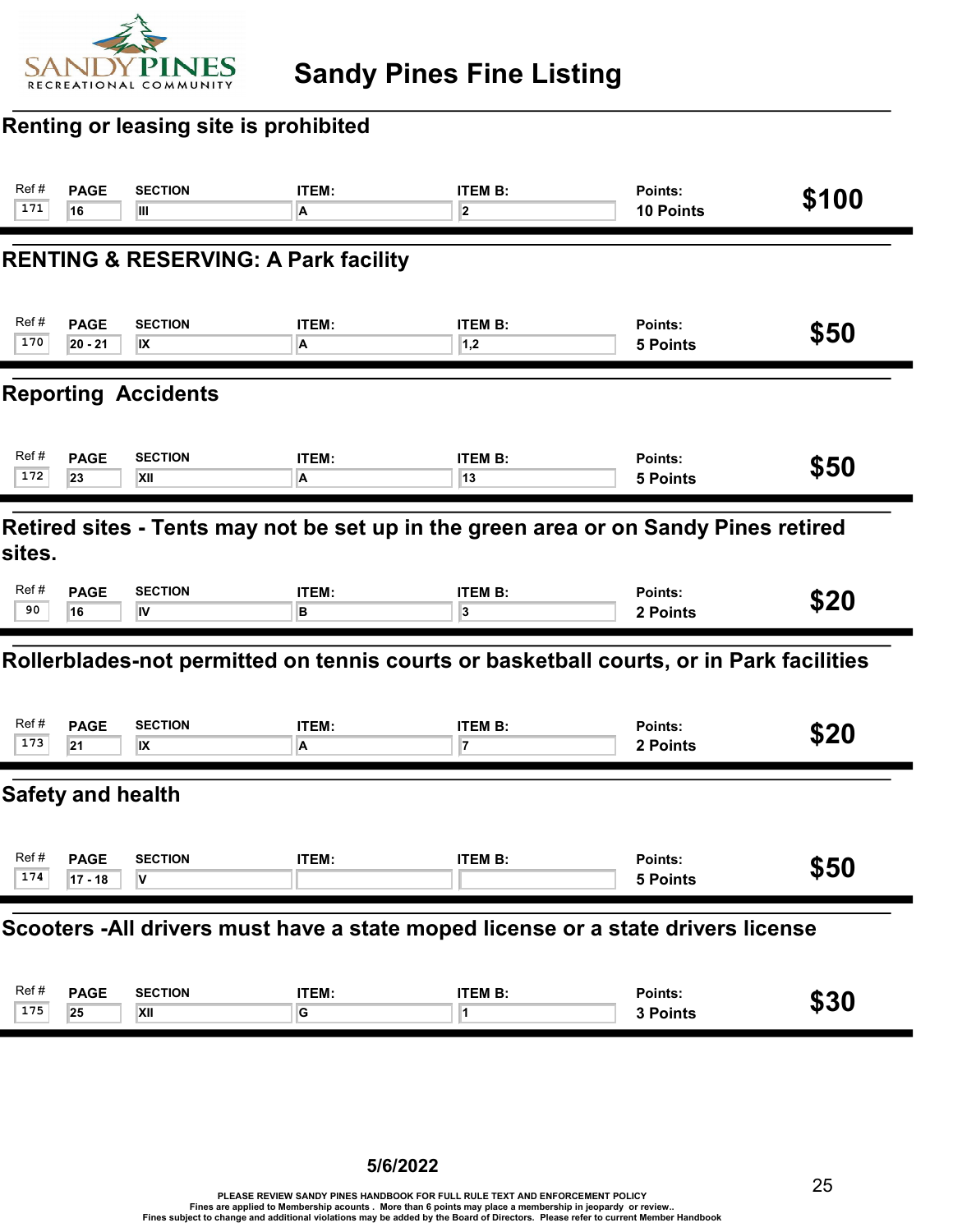# Sandy Pines Fine Listing

## Renting or leasing site is prohibited

| Ref # | PAGE | SECTION | ITEM: | ITEM B: | Points: | Fine |
|---|---|---|---|---|---|---|
| 171 | 16 | III | A | 2 | 10 Points | $100 |

## RENTING & RESERVING: A Park facility

| Ref # | PAGE | SECTION | ITEM: | ITEM B: | Points: | Fine |
|---|---|---|---|---|---|---|
| 170 | 20 - 21 | IX | A | 1,2 | 5 Points | $50 |

## Reporting Accidents

| Ref # | PAGE | SECTION | ITEM: | ITEM B: | Points: | Fine |
|---|---|---|---|---|---|---|
| 172 | 23 | XII | A | 13 | 5 Points | $50 |

## Retired sites - Tents may not be set up in the green area or on Sandy Pines retired sites.

| Ref # | PAGE | SECTION | ITEM: | ITEM B: | Points: | Fine |
|---|---|---|---|---|---|---|
| 90 | 16 | IV | B | 3 | 2 Points | $20 |

## Rollerblades-not permitted on tennis courts or basketball courts, or in Park facilities

| Ref # | PAGE | SECTION | ITEM: | ITEM B: | Points: | Fine |
|---|---|---|---|---|---|---|
| 173 | 21 | IX | A | 7 | 2 Points | $20 |

## Safety and health

| Ref # | PAGE | SECTION | ITEM: | ITEM B: | Points: | Fine |
|---|---|---|---|---|---|---|
| 174 | 17 - 18 | V | | | 5 Points | $50 |

## Scooters -All drivers must have a state moped license or a state drivers license

| Ref # | PAGE | SECTION | ITEM: | ITEM B: | Points: | Fine |
|---|---|---|---|---|---|---|
| 175 | 25 | XII | G | 1 | 3 Points | $30 |

5/6/2022

PLEASE REVIEW SANDY PINES HANDBOOK FOR FULL RULE TEXT AND ENFORCEMENT POLICY
Fines are applied to Membership acounts . More than 6 points may place a membership in jeopardy or review..
Fines subject to change and additional violations may be added by the Board of Directors. Please refer to current Member Handbook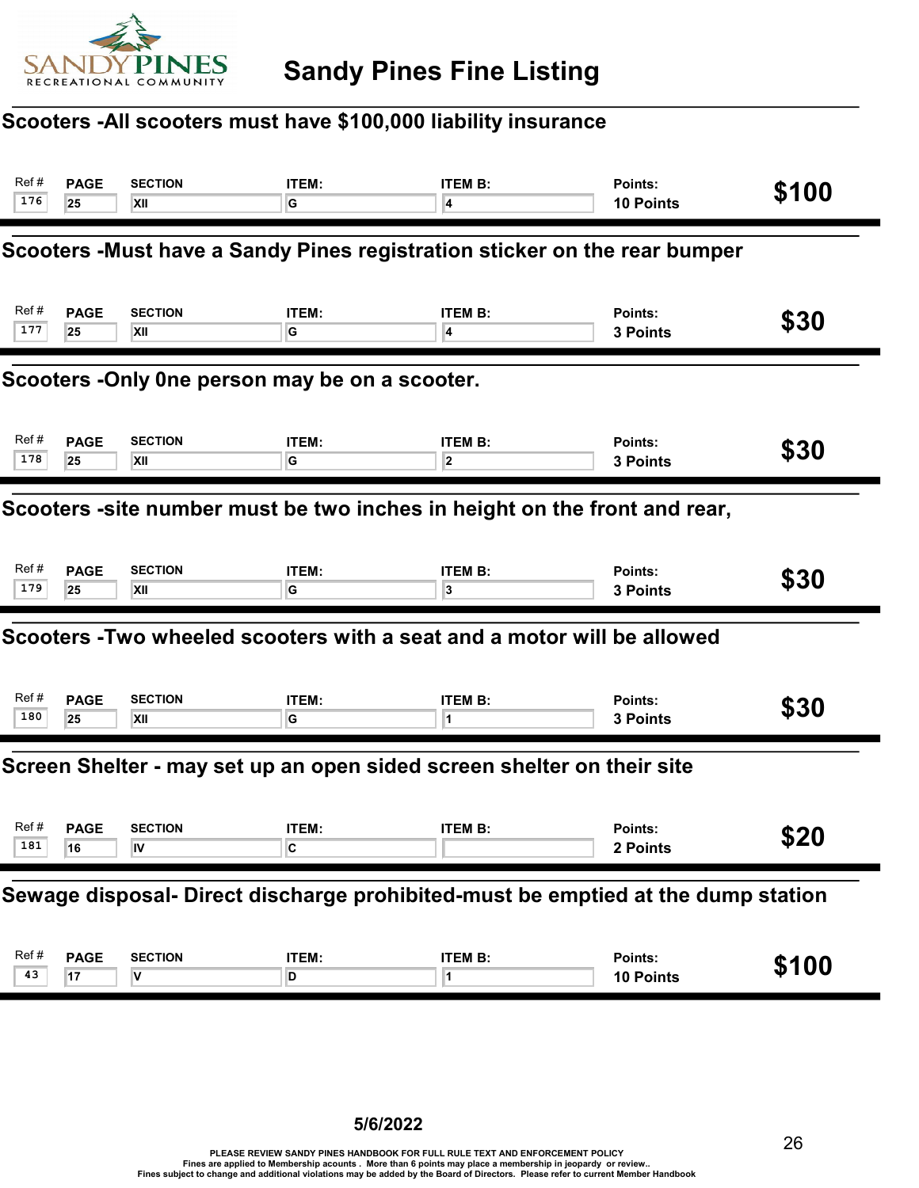# Sandy Pines Fine Listing

## Scooters -All scooters must have $100,000 liability insurance

| Ref # | PAGE | SECTION | ITEM: | ITEM B: | Points: | |
|---|---|---|---|---|---|---|
| 176 | 25 | XII | G | 4 | 10 Points | $100 |

## Scooters -Must have a Sandy Pines registration sticker on the rear bumper

| Ref # | PAGE | SECTION | ITEM: | ITEM B: | Points: | |
|---|---|---|---|---|---|---|
| 177 | 25 | XII | G | 4 | 3 Points | $30 |

## Scooters -Only 0ne person may be on a scooter.

| Ref # | PAGE | SECTION | ITEM: | ITEM B: | Points: | |
|---|---|---|---|---|---|---|
| 178 | 25 | XII | G | 2 | 3 Points | $30 |

## Scooters -site number must be two inches in height on the front and rear,

| Ref # | PAGE | SECTION | ITEM: | ITEM B: | Points: | |
|---|---|---|---|---|---|---|
| 179 | 25 | XII | G | 3 | 3 Points | $30 |

## Scooters -Two wheeled scooters with a seat and a motor will be allowed

| Ref # | PAGE | SECTION | ITEM: | ITEM B: | Points: | |
|---|---|---|---|---|---|---|
| 180 | 25 | XII | G | 1 | 3 Points | $30 |

## Screen Shelter - may set up an open sided screen shelter on their site

| Ref # | PAGE | SECTION | ITEM: | ITEM B: | Points: | |
|---|---|---|---|---|---|---|
| 181 | 16 | IV | C | | 2 Points | $20 |

## Sewage disposal- Direct discharge prohibited-must be emptied at the dump station

| Ref # | PAGE | SECTION | ITEM: | ITEM B: | Points: | |
|---|---|---|---|---|---|---|
| 43 | 17 | V | D | 1 | 10 Points | $100 |

5/6/2022

PLEASE REVIEW SANDY PINES HANDBOOK FOR FULL RULE TEXT AND ENFORCEMENT POLICY
Fines are applied to Membership acounts . More than 6 points may place a membership in jeopardy or review..
Fines subject to change and additional violations may be added by the Board of Directors. Please refer to current Member Handbook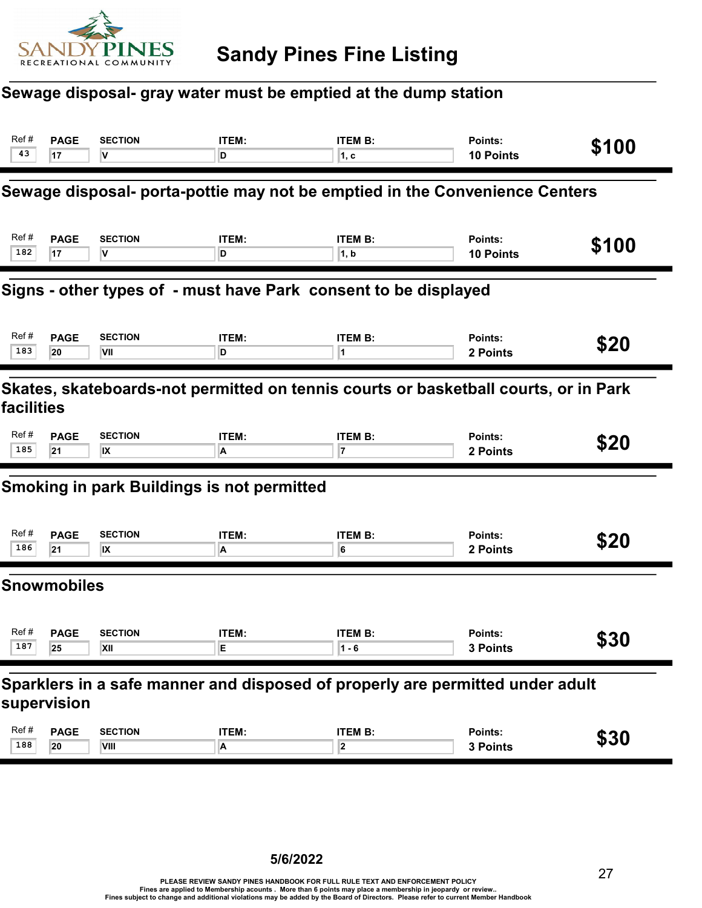# Sandy Pines Fine Listing

## Sewage disposal- gray water must be emptied at the dump station

| Ref # | PAGE | SECTION | ITEM: | ITEM B: | Points: | |
|---|---|---|---|---|---|---|
| 43 | 17 | V | D | 1, c | 10 Points | $100 |

## Sewage disposal- porta-pottie may not be emptied in the Convenience Centers

| Ref # | PAGE | SECTION | ITEM: | ITEM B: | Points: | |
|---|---|---|---|---|---|---|
| 182 | 17 | V | D | 1, b | 10 Points | $100 |

## Signs - other types of - must have Park consent to be displayed

| Ref # | PAGE | SECTION | ITEM: | ITEM B: | Points: | |
|---|---|---|---|---|---|---|
| 183 | 20 | VII | D | 1 | 2 Points | $20 |

## Skates, skateboards-not permitted on tennis courts or basketball courts, or in Park facilities

| Ref # | PAGE | SECTION | ITEM: | ITEM B: | Points: | |
|---|---|---|---|---|---|---|
| 185 | 21 | IX | A | 7 | 2 Points | $20 |

## Smoking in park Buildings is not permitted

| Ref # | PAGE | SECTION | ITEM: | ITEM B: | Points: | |
|---|---|---|---|---|---|---|
| 186 | 21 | IX | A | 6 | 2 Points | $20 |

## Snowmobiles

| Ref # | PAGE | SECTION | ITEM: | ITEM B: | Points: | |
|---|---|---|---|---|---|---|
| 187 | 25 | XII | E | 1 - 6 | 3 Points | $30 |

## Sparklers in a safe manner and disposed of properly are permitted under adult supervision

| Ref # | PAGE | SECTION | ITEM: | ITEM B: | Points: | |
|---|---|---|---|---|---|---|
| 188 | 20 | VIII | A | 2 | 3 Points | $30 |

**5/6/2022**

PLEASE REVIEW SANDY PINES HANDBOOK FOR FULL RULE TEXT AND ENFORCEMENT POLICY
Fines are applied to Membership acounts . More than 6 points may place a membership in jeopardy or review..
Fines subject to change and additional violations may be added by the Board of Directors. Please refer to current Member Handbook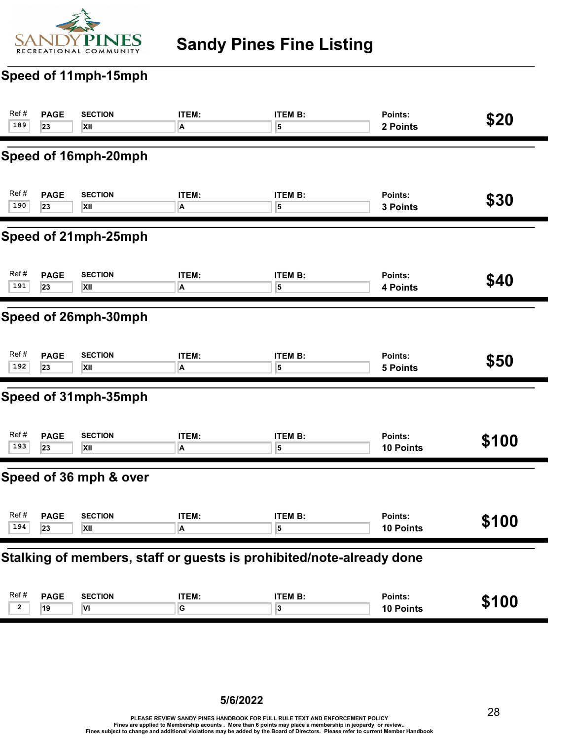# Sandy Pines Fine Listing

## Speed of 11mph-15mph

| Ref # | PAGE | SECTION | ITEM: | ITEM B: | Points: | |
|---|---|---|---|---|---|---|
| 189 | 23 | XII | A | 5 | 2 Points | $20 |

## Speed of 16mph-20mph

| Ref # | PAGE | SECTION | ITEM: | ITEM B: | Points: | |
|---|---|---|---|---|---|---|
| 190 | 23 | XII | A | 5 | 3 Points | $30 |

## Speed of 21mph-25mph

| Ref # | PAGE | SECTION | ITEM: | ITEM B: | Points: | |
|---|---|---|---|---|---|---|
| 191 | 23 | XII | A | 5 | 4 Points | $40 |

## Speed of 26mph-30mph

| Ref # | PAGE | SECTION | ITEM: | ITEM B: | Points: | |
|---|---|---|---|---|---|---|
| 192 | 23 | XII | A | 5 | 5 Points | $50 |

## Speed of 31mph-35mph

| Ref # | PAGE | SECTION | ITEM: | ITEM B: | Points: | |
|---|---|---|---|---|---|---|
| 193 | 23 | XII | A | 5 | 10 Points | $100 |

## Speed of 36 mph & over

| Ref # | PAGE | SECTION | ITEM: | ITEM B: | Points: | |
|---|---|---|---|---|---|---|
| 194 | 23 | XII | A | 5 | 10 Points | $100 |

## Stalking of members, staff or guests is prohibited/note-already done

| Ref # | PAGE | SECTION | ITEM: | ITEM B: | Points: | |
|---|---|---|---|---|---|---|
| 2 | 19 | VI | G | 3 | 10 Points | $100 |

**5/6/2022**

PLEASE REVIEW SANDY PINES HANDBOOK FOR FULL RULE TEXT AND ENFORCEMENT POLICY
Fines are applied to Membership acounts . More than 6 points may place a membership in jeopardy or review..
Fines subject to change and additional violations may be added by the Board of Directors. Please refer to current Member Handbook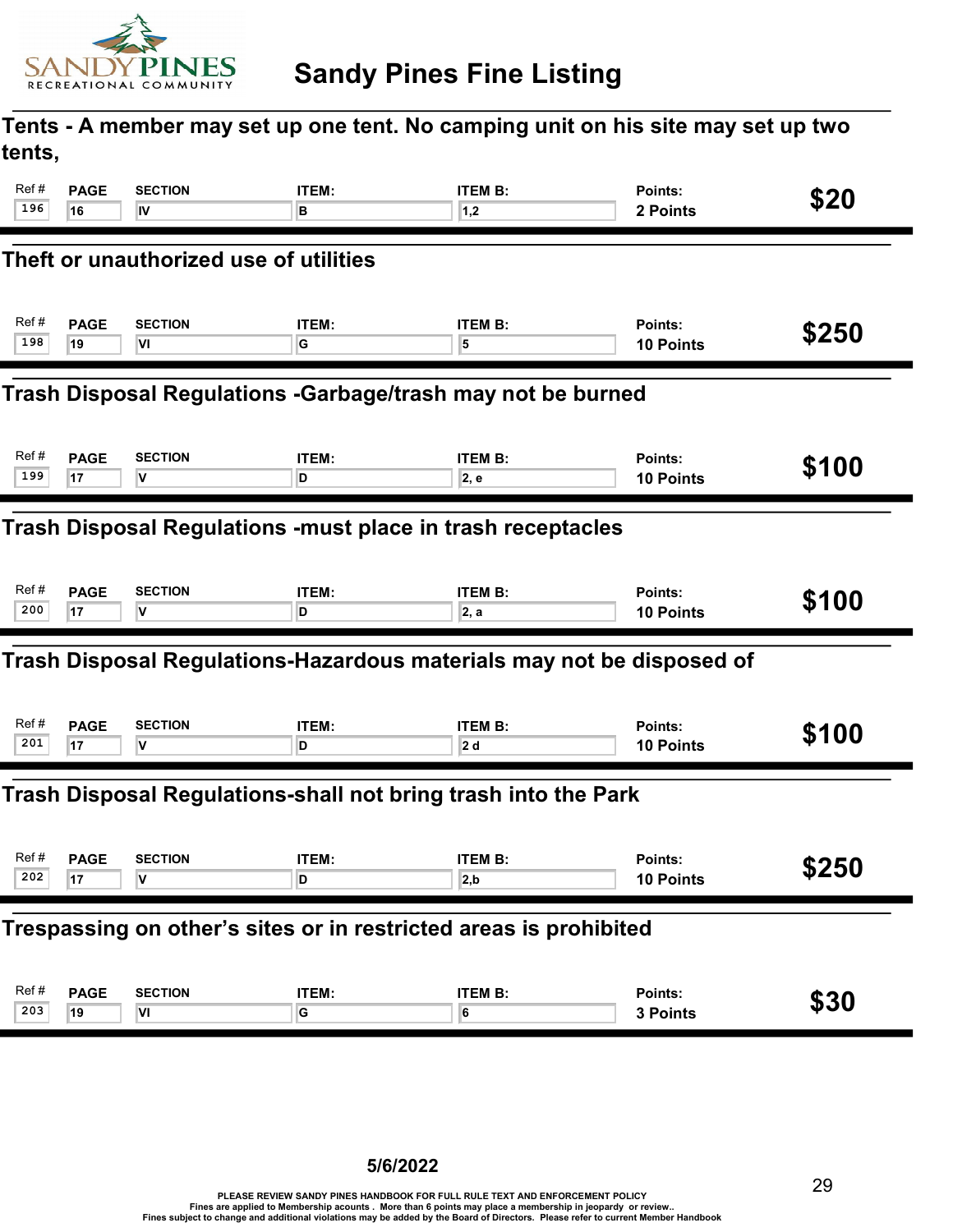# Sandy Pines Fine Listing

## Tents - A member may set up one tent. No camping unit on his site may set up two tents,

| Ref # | PAGE | SECTION | ITEM: | ITEM B: | Points: | Fine |
|---|---|---|---|---|---|---|
| 196 | 16 | IV | B | 1,2 | 2 Points | $20 |

## Theft or unauthorized use of utilities

| Ref # | PAGE | SECTION | ITEM: | ITEM B: | Points: | Fine |
|---|---|---|---|---|---|---|
| 198 | 19 | VI | G | 5 | 10 Points | $250 |

## Trash Disposal Regulations -Garbage/trash may not be burned

| Ref # | PAGE | SECTION | ITEM: | ITEM B: | Points: | Fine |
|---|---|---|---|---|---|---|
| 199 | 17 | V | D | 2, e | 10 Points | $100 |

## Trash Disposal Regulations -must place in trash receptacles

| Ref # | PAGE | SECTION | ITEM: | ITEM B: | Points: | Fine |
|---|---|---|---|---|---|---|
| 200 | 17 | V | D | 2, a | 10 Points | $100 |

## Trash Disposal Regulations-Hazardous materials may not be disposed of

| Ref # | PAGE | SECTION | ITEM: | ITEM B: | Points: | Fine |
|---|---|---|---|---|---|---|
| 201 | 17 | V | D | 2 d | 10 Points | $100 |

## Trash Disposal Regulations-shall not bring trash into the Park

| Ref # | PAGE | SECTION | ITEM: | ITEM B: | Points: | Fine |
|---|---|---|---|---|---|---|
| 202 | 17 | V | D | 2,b | 10 Points | $250 |

## Trespassing on other's sites or in restricted areas is prohibited

| Ref # | PAGE | SECTION | ITEM: | ITEM B: | Points: | Fine |
|---|---|---|---|---|---|---|
| 203 | 19 | VI | G | 6 | 3 Points | $30 |

5/6/2022

PLEASE REVIEW SANDY PINES HANDBOOK FOR FULL RULE TEXT AND ENFORCEMENT POLICY
Fines are applied to Membership acounts . More than 6 points may place a membership in jeopardy or review..
Fines subject to change and additional violations may be added by the Board of Directors. Please refer to current Member Handbook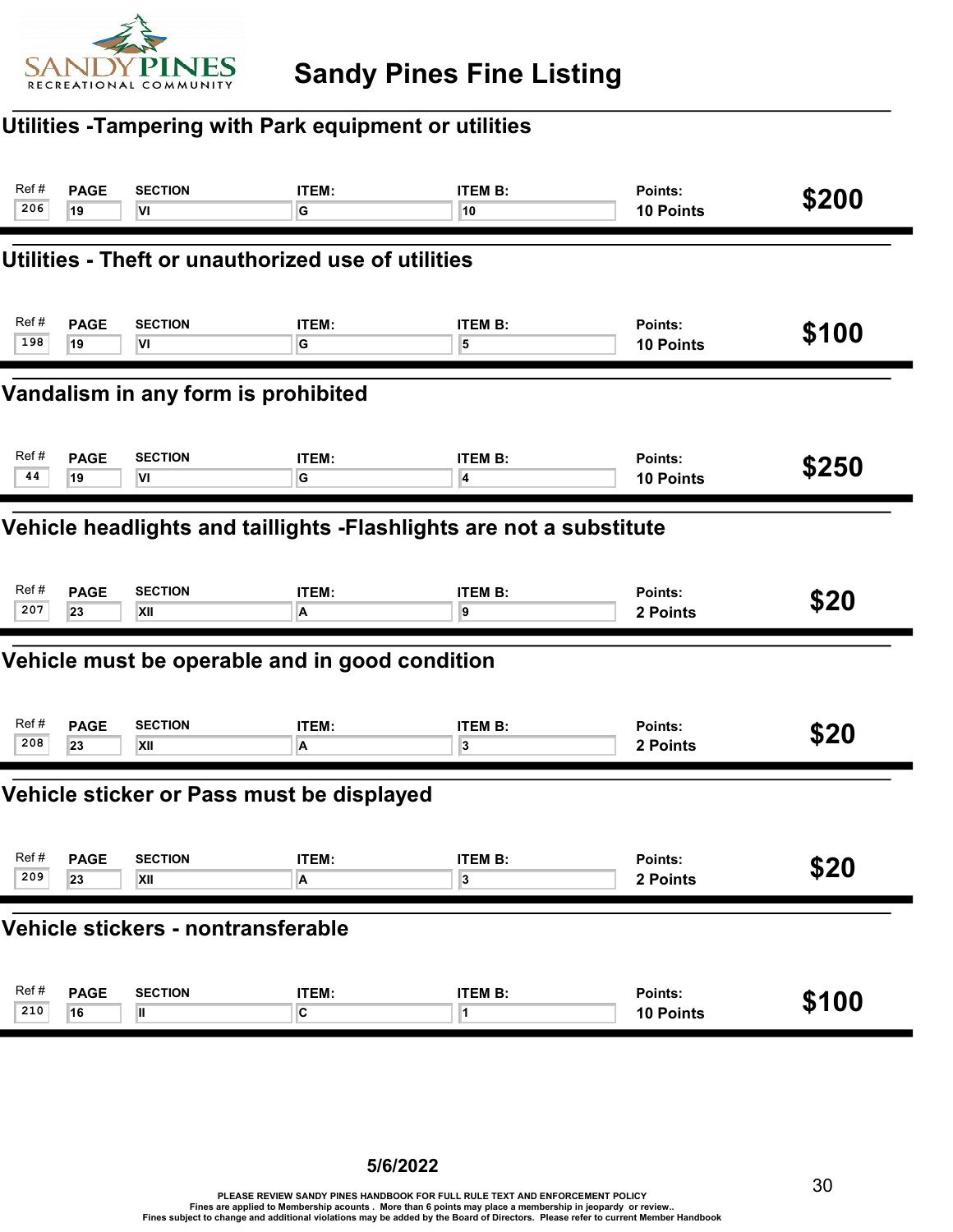# Sandy Pines Fine Listing

## Utilities -Tampering with Park equipment or utilities

| Ref # | PAGE | SECTION | ITEM: | ITEM B: | Points: | Fine |
|---|---|---|---|---|---|---|
| 206 | 19 | VI | G | 10 | 10 Points | $200 |

## Utilities - Theft or unauthorized use of utilities

| Ref # | PAGE | SECTION | ITEM: | ITEM B: | Points: | Fine |
|---|---|---|---|---|---|---|
| 198 | 19 | VI | G | 5 | 10 Points | $100 |

## Vandalism in any form is prohibited

| Ref # | PAGE | SECTION | ITEM: | ITEM B: | Points: | Fine |
|---|---|---|---|---|---|---|
| 44 | 19 | VI | G | 4 | 10 Points | $250 |

## Vehicle headlights and taillights -Flashlights are not a substitute

| Ref # | PAGE | SECTION | ITEM: | ITEM B: | Points: | Fine |
|---|---|---|---|---|---|---|
| 207 | 23 | XII | A | 9 | 2 Points | $20 |

## Vehicle must be operable and in good condition

| Ref # | PAGE | SECTION | ITEM: | ITEM B: | Points: | Fine |
|---|---|---|---|---|---|---|
| 208 | 23 | XII | A | 3 | 2 Points | $20 |

## Vehicle sticker or Pass must be displayed

| Ref # | PAGE | SECTION | ITEM: | ITEM B: | Points: | Fine |
|---|---|---|---|---|---|---|
| 209 | 23 | XII | A | 3 | 2 Points | $20 |

## Vehicle stickers - nontransferable

| Ref # | PAGE | SECTION | ITEM: | ITEM B: | Points: | Fine |
|---|---|---|---|---|---|---|
| 210 | 16 | II | C | 1 | 10 Points | $100 |

5/6/2022

PLEASE REVIEW SANDY PINES HANDBOOK FOR FULL RULE TEXT AND ENFORCEMENT POLICY
Fines are applied to Membership acounts . More than 6 points may place a membership in jeopardy or review..
Fines subject to change and additional violations may be added by the Board of Directors. Please refer to current Member Handbook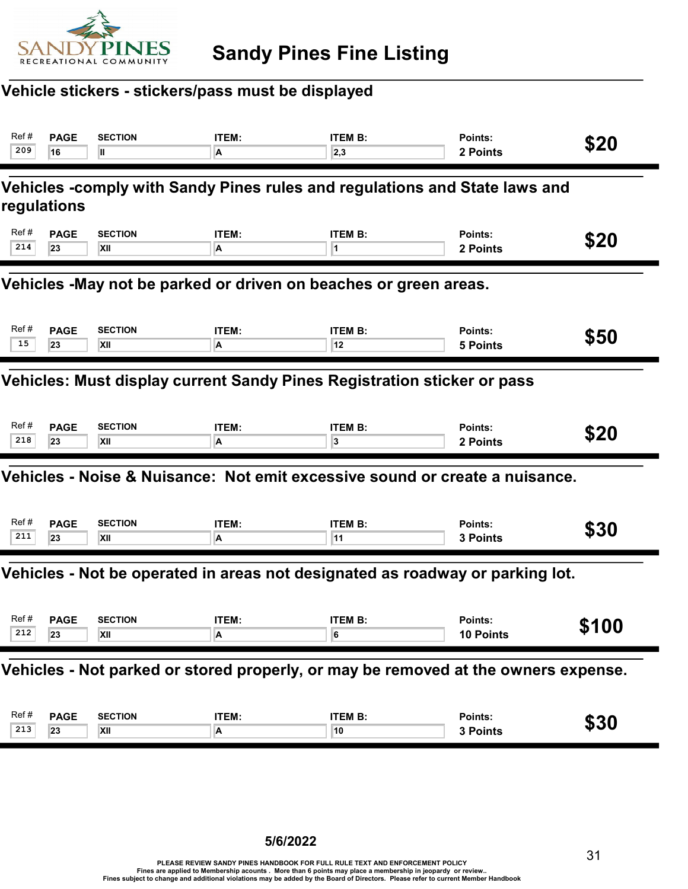# Sandy Pines Fine Listing

## Vehicle stickers - stickers/pass must be displayed

| Ref # | PAGE | SECTION | ITEM: | ITEM B: | Points: | |
|---|---|---|---|---|---|---|
| 209 | 16 | II | A | 2,3 | 2 Points | **$20** |

## Vehicles -comply with Sandy Pines rules and regulations and State laws and regulations

| Ref # | PAGE | SECTION | ITEM: | ITEM B: | Points: | |
|---|---|---|---|---|---|---|
| 214 | 23 | XII | A | 1 | 2 Points | **$20** |

## Vehicles -May not be parked or driven on beaches or green areas.

| Ref # | PAGE | SECTION | ITEM: | ITEM B: | Points: | |
|---|---|---|---|---|---|---|
| 15 | 23 | XII | A | 12 | 5 Points | **$50** |

## Vehicles: Must display current Sandy Pines Registration sticker or pass

| Ref # | PAGE | SECTION | ITEM: | ITEM B: | Points: | |
|---|---|---|---|---|---|---|
| 218 | 23 | XII | A | 3 | 2 Points | **$20** |

## Vehicles - Noise & Nuisance: Not emit excessive sound or create a nuisance.

| Ref # | PAGE | SECTION | ITEM: | ITEM B: | Points: | |
|---|---|---|---|---|---|---|
| 211 | 23 | XII | A | 11 | 3 Points | **$30** |

## Vehicles - Not be operated in areas not designated as roadway or parking lot.

| Ref # | PAGE | SECTION | ITEM: | ITEM B: | Points: | |
|---|---|---|---|---|---|---|
| 212 | 23 | XII | A | 6 | 10 Points | **$100** |

## Vehicles - Not parked or stored properly, or may be removed at the owners expense.

| Ref # | PAGE | SECTION | ITEM: | ITEM B: | Points: | |
|---|---|---|---|---|---|---|
| 213 | 23 | XII | A | 10 | 3 Points | **$30** |

5/6/2022

PLEASE REVIEW SANDY PINES HANDBOOK FOR FULL RULE TEXT AND ENFORCEMENT POLICY
Fines are applied to Membership acounts . More than 6 points may place a membership in jeopardy or review..
Fines subject to change and additional violations may be added by the Board of Directors. Please refer to current Member Handbook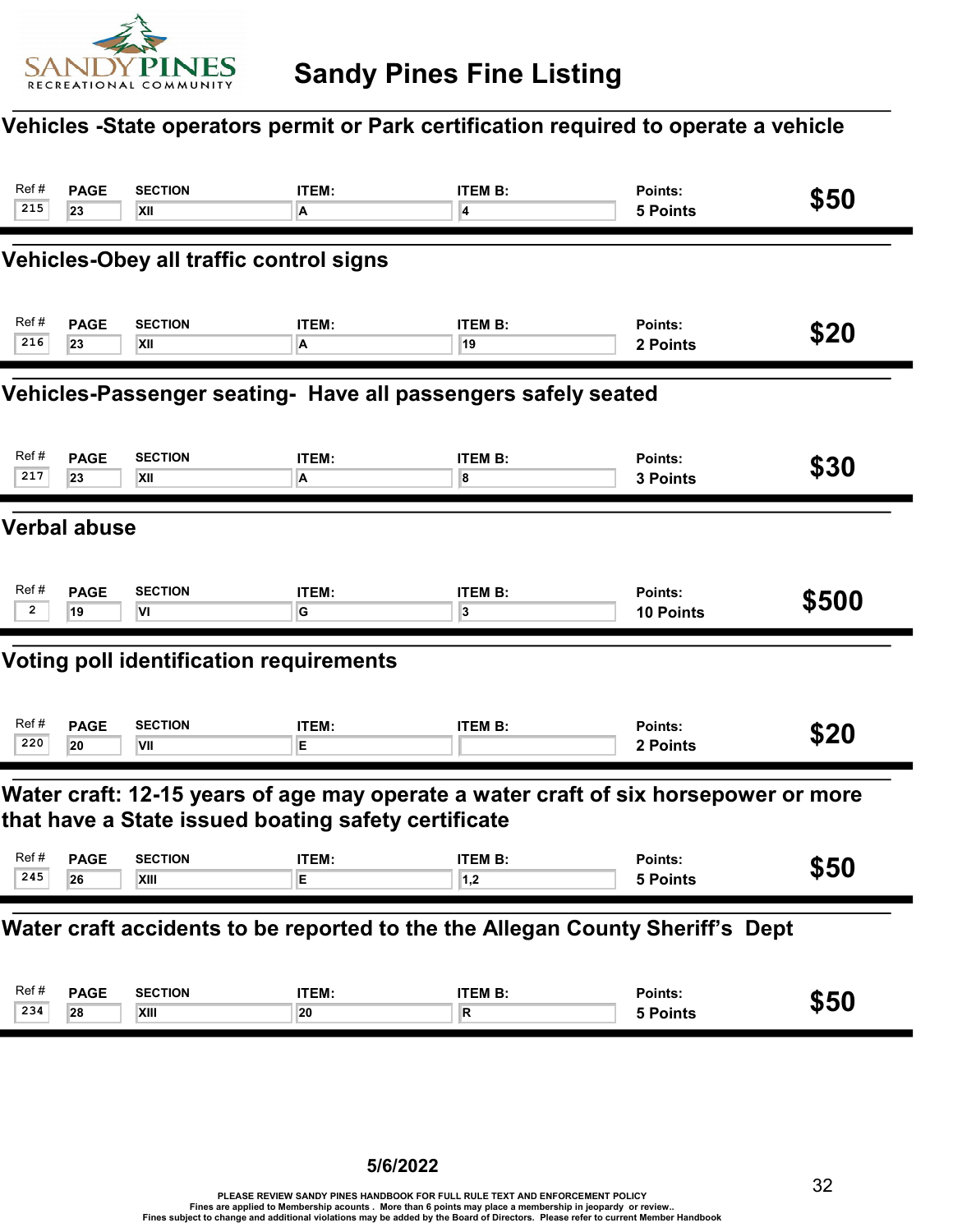# Sandy Pines Fine Listing

## Vehicles -State operators permit or Park certification required to operate a vehicle

| Ref # | PAGE | SECTION | ITEM: | ITEM B: | Points: | |
|---|---|---|---|---|---|---|
| 215 | 23 | XII | A | 4 | 5 Points | $50 |

## Vehicles-Obey all traffic control signs

| Ref # | PAGE | SECTION | ITEM: | ITEM B: | Points: | |
|---|---|---|---|---|---|---|
| 216 | 23 | XII | A | 19 | 2 Points | $20 |

## Vehicles-Passenger seating- Have all passengers safely seated

| Ref # | PAGE | SECTION | ITEM: | ITEM B: | Points: | |
|---|---|---|---|---|---|---|
| 217 | 23 | XII | A | 8 | 3 Points | $30 |

## Verbal abuse

| Ref # | PAGE | SECTION | ITEM: | ITEM B: | Points: | |
|---|---|---|---|---|---|---|
| 2 | 19 | VI | G | 3 | 10 Points | $500 |

## Voting poll identification requirements

| Ref # | PAGE | SECTION | ITEM: | ITEM B: | Points: | |
|---|---|---|---|---|---|---|
| 220 | 20 | VII | E | | 2 Points | $20 |

## Water craft: 12-15 years of age may operate a water craft of six horsepower or more that have a State issued boating safety certificate

| Ref # | PAGE | SECTION | ITEM: | ITEM B: | Points: | |
|---|---|---|---|---|---|---|
| 245 | 26 | XIII | E | 1,2 | 5 Points | $50 |

## Water craft accidents to be reported to the the Allegan County Sheriff's Dept

| Ref # | PAGE | SECTION | ITEM: | ITEM B: | Points: | |
|---|---|---|---|---|---|---|
| 234 | 28 | XIII | 20 | R | 5 Points | $50 |

**5/6/2022**

PLEASE REVIEW SANDY PINES HANDBOOK FOR FULL RULE TEXT AND ENFORCEMENT POLICY
Fines are applied to Membership acounts . More than 6 points may place a membership in jeopardy or review..
Fines subject to change and additional violations may be added by the Board of Directors. Please refer to current Member Handbook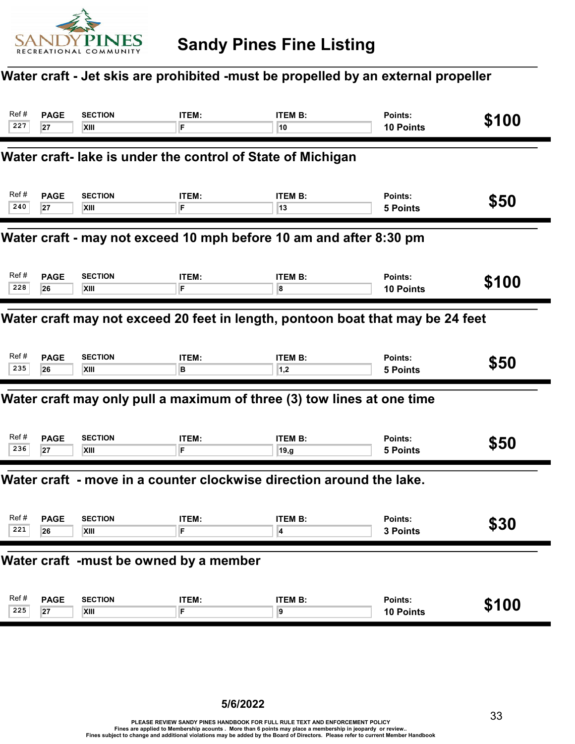# Sandy Pines Fine Listing

### Water craft - Jet skis are prohibited -must be propelled by an external propeller

| Ref # | PAGE | SECTION | ITEM: | ITEM B: | Points: | |
|---|---|---|---|---|---|---|
| 227 | 27 | XIII | F | 10 | 10 Points | $100 |

### Water craft- lake is under the control of State of Michigan

| Ref # | PAGE | SECTION | ITEM: | ITEM B: | Points: | |
|---|---|---|---|---|---|---|
| 240 | 27 | XIII | F | 13 | 5 Points | $50 |

### Water craft - may not exceed 10 mph before 10 am and after 8:30 pm

| Ref # | PAGE | SECTION | ITEM: | ITEM B: | Points: | |
|---|---|---|---|---|---|---|
| 228 | 26 | XIII | F | 8 | 10 Points | $100 |

### Water craft may not exceed 20 feet in length, pontoon boat that may be 24 feet

| Ref # | PAGE | SECTION | ITEM: | ITEM B: | Points: | |
|---|---|---|---|---|---|---|
| 235 | 26 | XIII | B | 1,2 | 5 Points | $50 |

### Water craft may only pull a maximum of three (3) tow lines at one time

| Ref # | PAGE | SECTION | ITEM: | ITEM B: | Points: | |
|---|---|---|---|---|---|---|
| 236 | 27 | XIII | F | 19,g | 5 Points | $50 |

### Water craft - move in a counter clockwise direction around the lake.

| Ref # | PAGE | SECTION | ITEM: | ITEM B: | Points: | |
|---|---|---|---|---|---|---|
| 221 | 26 | XIII | F | 4 | 3 Points | $30 |

### Water craft -must be owned by a member

| Ref # | PAGE | SECTION | ITEM: | ITEM B: | Points: | |
|---|---|---|---|---|---|---|
| 225 | 27 | XIII | F | 9 | 10 Points | $100 |

5/6/2022

PLEASE REVIEW SANDY PINES HANDBOOK FOR FULL RULE TEXT AND ENFORCEMENT POLICY
Fines are applied to Membership acounts . More than 6 points may place a membership in jeopardy or review..
Fines subject to change and additional violations may be added by the Board of Directors. Please refer to current Member Handbook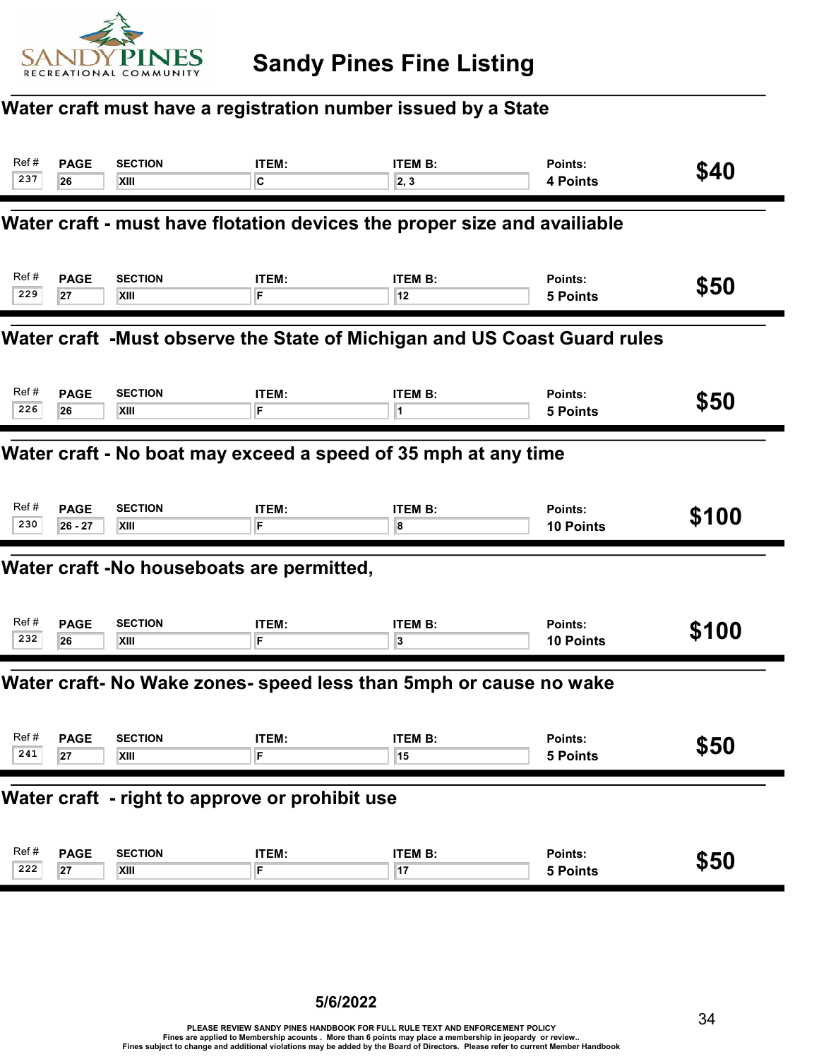# Sandy Pines Fine Listing

## Water craft must have a registration number issued by a State

| Ref # | PAGE | SECTION | ITEM: | ITEM B: | Points: | Fine |
|---|---|---|---|---|---|---|
| 237 | 26 | XIII | C | 2, 3 | 4 Points | $40 |

## Water craft - must have flotation devices the proper size and availiable

| Ref # | PAGE | SECTION | ITEM: | ITEM B: | Points: | Fine |
|---|---|---|---|---|---|---|
| 229 | 27 | XIII | F | 12 | 5 Points | $50 |

## Water craft -Must observe the State of Michigan and US Coast Guard rules

| Ref # | PAGE | SECTION | ITEM: | ITEM B: | Points: | Fine |
|---|---|---|---|---|---|---|
| 226 | 26 | XIII | F | 1 | 5 Points | $50 |

## Water craft - No boat may exceed a speed of 35 mph at any time

| Ref # | PAGE | SECTION | ITEM: | ITEM B: | Points: | Fine |
|---|---|---|---|---|---|---|
| 230 | 26 - 27 | XIII | F | 8 | 10 Points | $100 |

## Water craft -No houseboats are permitted,

| Ref # | PAGE | SECTION | ITEM: | ITEM B: | Points: | Fine |
|---|---|---|---|---|---|---|
| 232 | 26 | XIII | F | 3 | 10 Points | $100 |

## Water craft- No Wake zones- speed less than 5mph or cause no wake

| Ref # | PAGE | SECTION | ITEM: | ITEM B: | Points: | Fine |
|---|---|---|---|---|---|---|
| 241 | 27 | XIII | F | 15 | 5 Points | $50 |

## Water craft - right to approve or prohibit use

| Ref # | PAGE | SECTION | ITEM: | ITEM B: | Points: | Fine |
|---|---|---|---|---|---|---|
| 222 | 27 | XIII | F | 17 | 5 Points | $50 |

5/6/2022

PLEASE REVIEW SANDY PINES HANDBOOK FOR FULL RULE TEXT AND ENFORCEMENT POLICY
Fines are applied to Membership acounts . More than 6 points may place a membership in jeopardy or review..
Fines subject to change and additional violations may be added by the Board of Directors. Please refer to current Member Handbook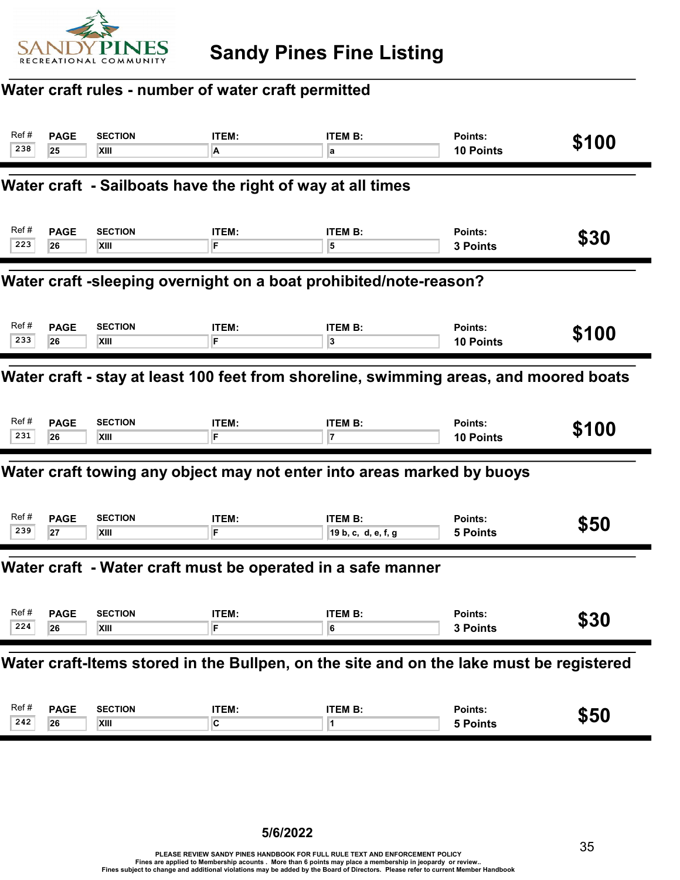# Sandy Pines Fine Listing

## Water craft rules - number of water craft permitted

| Ref # | PAGE | SECTION | ITEM: | ITEM B: | Points: | |
|---|---|---|---|---|---|---|
| 238 | 25 | XIII | A | a | 10 Points | $100 |

## Water craft - Sailboats have the right of way at all times

| Ref # | PAGE | SECTION | ITEM: | ITEM B: | Points: | |
|---|---|---|---|---|---|---|
| 223 | 26 | XIII | F | 5 | 3 Points | $30 |

## Water craft -sleeping overnight on a boat prohibited/note-reason?

| Ref # | PAGE | SECTION | ITEM: | ITEM B: | Points: | |
|---|---|---|---|---|---|---|
| 233 | 26 | XIII | F | 3 | 10 Points | $100 |

## Water craft - stay at least 100 feet from shoreline, swimming areas, and moored boats

| Ref # | PAGE | SECTION | ITEM: | ITEM B: | Points: | |
|---|---|---|---|---|---|---|
| 231 | 26 | XIII | F | 7 | 10 Points | $100 |

## Water craft towing any object may not enter into areas marked by buoys

| Ref # | PAGE | SECTION | ITEM: | ITEM B: | Points: | |
|---|---|---|---|---|---|---|
| 239 | 27 | XIII | F | 19 b, c, d, e, f, g | 5 Points | $50 |

## Water craft - Water craft must be operated in a safe manner

| Ref # | PAGE | SECTION | ITEM: | ITEM B: | Points: | |
|---|---|---|---|---|---|---|
| 224 | 26 | XIII | F | 6 | 3 Points | $30 |

## Water craft-Items stored in the Bullpen, on the site and on the lake must be registered

| Ref # | PAGE | SECTION | ITEM: | ITEM B: | Points: | |
|---|---|---|---|---|---|---|
| 242 | 26 | XIII | C | 1 | 5 Points | $50 |

5/6/2022

PLEASE REVIEW SANDY PINES HANDBOOK FOR FULL RULE TEXT AND ENFORCEMENT POLICY
Fines are applied to Membership acounts . More than 6 points may place a membership in jeopardy or review..
Fines subject to change and additional violations may be added by the Board of Directors. Please refer to current Member Handbook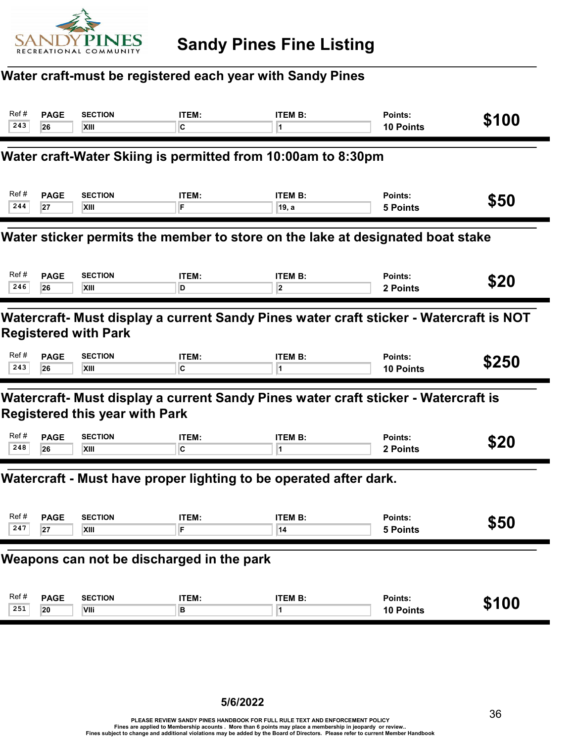# Sandy Pines Fine Listing

## Water craft-must be registered each year with Sandy Pines

| Ref # | PAGE | SECTION | ITEM: | ITEM B: | Points: | |
|---|---|---|---|---|---|---|
| 243 | 26 | XIII | C | 1 | 10 Points | $100 |

## Water craft-Water Skiing is permitted from 10:00am to 8:30pm

| Ref # | PAGE | SECTION | ITEM: | ITEM B: | Points: | |
|---|---|---|---|---|---|---|
| 244 | 27 | XIII | F | 19, a | 5 Points | $50 |

## Water sticker permits the member to store on the lake at designated boat stake

| Ref # | PAGE | SECTION | ITEM: | ITEM B: | Points: | |
|---|---|---|---|---|---|---|
| 246 | 26 | XIII | D | 2 | 2 Points | $20 |

## Watercraft- Must display a current Sandy Pines water craft sticker - Watercraft is NOT Registered with Park

| Ref # | PAGE | SECTION | ITEM: | ITEM B: | Points: | |
|---|---|---|---|---|---|---|
| 243 | 26 | XIII | C | 1 | 10 Points | $250 |

## Watercraft- Must display a current Sandy Pines water craft sticker - Watercraft is Registered this year with Park

| Ref # | PAGE | SECTION | ITEM: | ITEM B: | Points: | |
|---|---|---|---|---|---|---|
| 248 | 26 | XIII | C | 1 | 2 Points | $20 |

## Watercraft - Must have proper lighting to be operated after dark.

| Ref # | PAGE | SECTION | ITEM: | ITEM B: | Points: | |
|---|---|---|---|---|---|---|
| 247 | 27 | XIII | F | 14 | 5 Points | $50 |

## Weapons can not be discharged in the park

| Ref # | PAGE | SECTION | ITEM: | ITEM B: | Points: | |
|---|---|---|---|---|---|---|
| 251 | 20 | VIIi | B | 1 | 10 Points | $100 |

5/6/2022

PLEASE REVIEW SANDY PINES HANDBOOK FOR FULL RULE TEXT AND ENFORCEMENT POLICY
Fines are applied to Membership acounts . More than 6 points may place a membership in jeopardy or review..
Fines subject to change and additional violations may be added by the Board of Directors. Please refer to current Member Handbook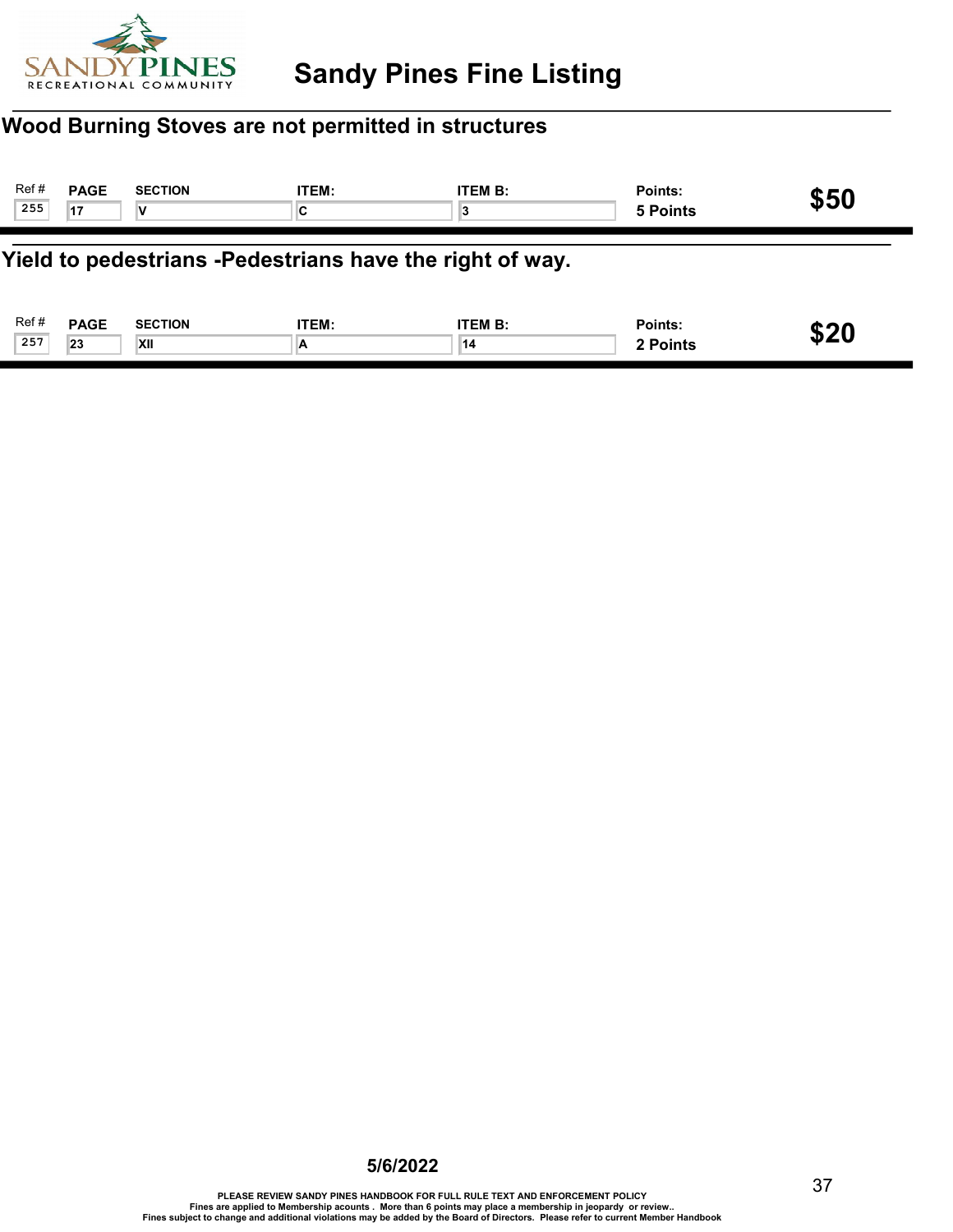## Wood Burning Stoves are not permitted in structures

| Ref # | PAGE | SECTION | ITEM: | ITEM B: | Points: | |
|---|---|---|---|---|---|---|
| 255 | 17 | V | C | 3 | 5 Points | $50 |

## Yield to pedestrians -Pedestrians have the right of way.

| Ref # | PAGE | SECTION | ITEM: | ITEM B: | Points: | |
|---|---|---|---|---|---|---|
| 257 | 23 | XII | A | 14 | 2 Points | $20 |

**5/6/2022**

PLEASE REVIEW SANDY PINES HANDBOOK FOR FULL RULE TEXT AND ENFORCEMENT POLICY
Fines are applied to Membership acounts . More than 6 points may place a membership in jeopardy or review..
Fines subject to change and additional violations may be added by the Board of Directors. Please refer to current Member Handbook